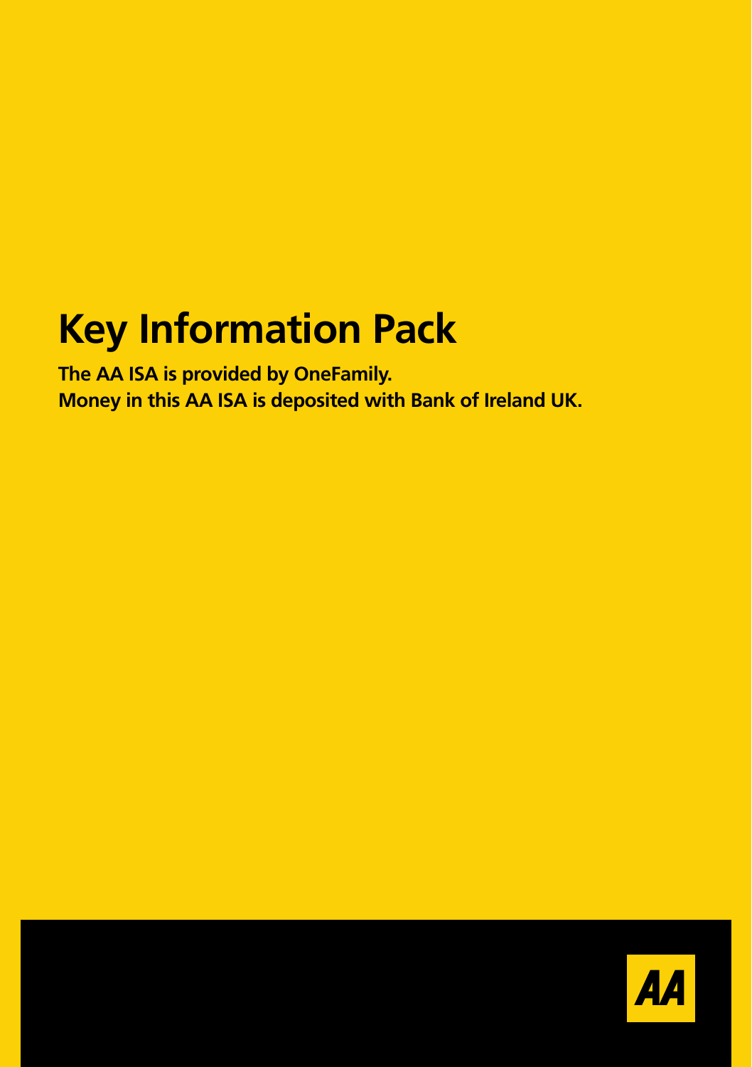# Key Information Pack

**The AA ISA is provided by OneFamily.**
**Money in this AA ISA is deposited with Bank of Ireland UK.**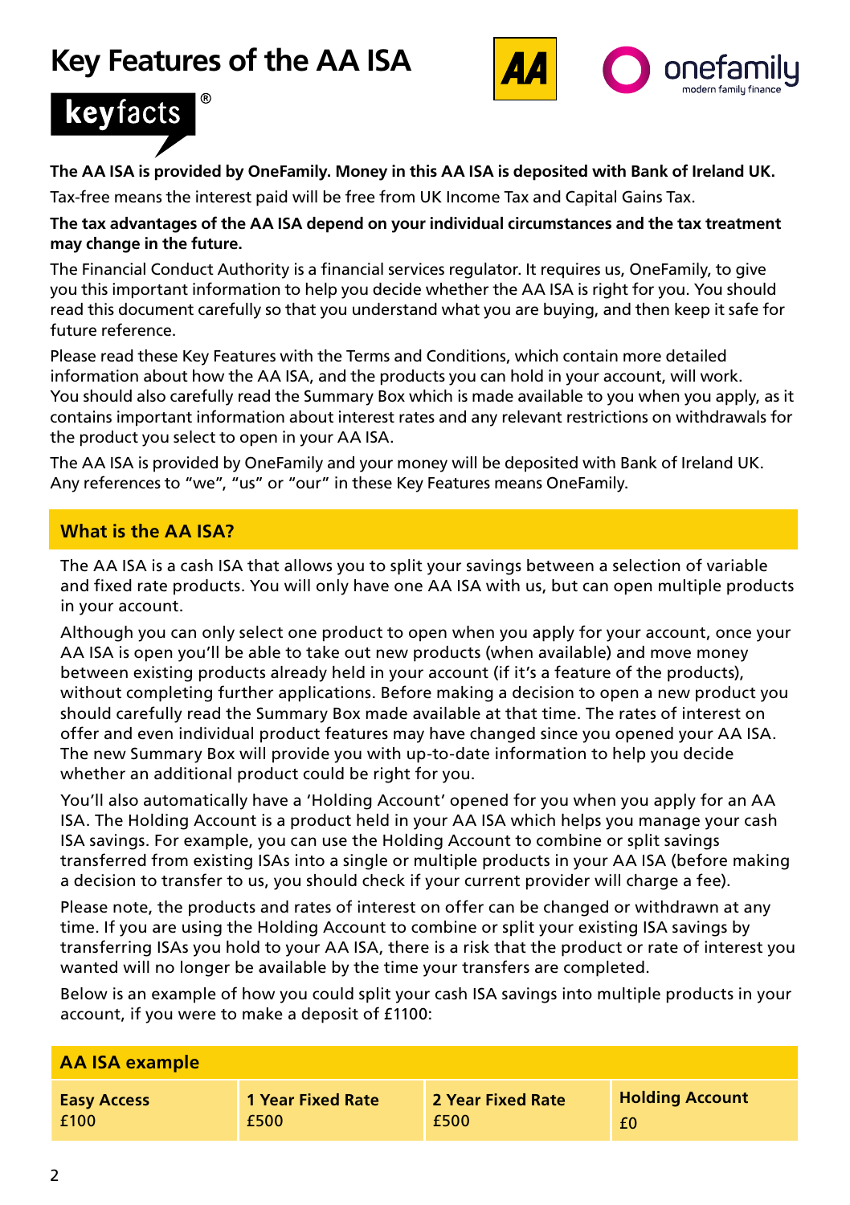# Key Features of the AA ISA

keyfacts®

**The AA ISA is provided by OneFamily. Money in this AA ISA is deposited with Bank of Ireland UK.**

Tax-free means the interest paid will be free from UK Income Tax and Capital Gains Tax.

**The tax advantages of the AA ISA depend on your individual circumstances and the tax treatment may change in the future.**

The Financial Conduct Authority is a financial services regulator. It requires us, OneFamily, to give you this important information to help you decide whether the AA ISA is right for you. You should read this document carefully so that you understand what you are buying, and then keep it safe for future reference.

Please read these Key Features with the Terms and Conditions, which contain more detailed information about how the AA ISA, and the products you can hold in your account, will work. You should also carefully read the Summary Box which is made available to you when you apply, as it contains important information about interest rates and any relevant restrictions on withdrawals for the product you select to open in your AA ISA.

The AA ISA is provided by OneFamily and your money will be deposited with Bank of Ireland UK. Any references to "we", "us" or "our" in these Key Features means OneFamily.

## What is the AA ISA?

The AA ISA is a cash ISA that allows you to split your savings between a selection of variable and fixed rate products. You will only have one AA ISA with us, but can open multiple products in your account.

Although you can only select one product to open when you apply for your account, once your AA ISA is open you'll be able to take out new products (when available) and move money between existing products already held in your account (if it's a feature of the products), without completing further applications. Before making a decision to open a new product you should carefully read the Summary Box made available at that time. The rates of interest on offer and even individual product features may have changed since you opened your AA ISA. The new Summary Box will provide you with up-to-date information to help you decide whether an additional product could be right for you.

You'll also automatically have a 'Holding Account' opened for you when you apply for an AA ISA. The Holding Account is a product held in your AA ISA which helps you manage your cash ISA savings. For example, you can use the Holding Account to combine or split savings transferred from existing ISAs into a single or multiple products in your AA ISA (before making a decision to transfer to us, you should check if your current provider will charge a fee).

Please note, the products and rates of interest on offer can be changed or withdrawn at any time. If you are using the Holding Account to combine or split your existing ISA savings by transferring ISAs you hold to your AA ISA, there is a risk that the product or rate of interest you wanted will no longer be available by the time your transfers are completed.

Below is an example of how you could split your cash ISA savings into multiple products in your account, if you were to make a deposit of £1100:

| AA ISA example | | | |
|---|---|---|---|
| **Easy Access** £100 | **1 Year Fixed Rate** £500 | **2 Year Fixed Rate** £500 | **Holding Account** £0 |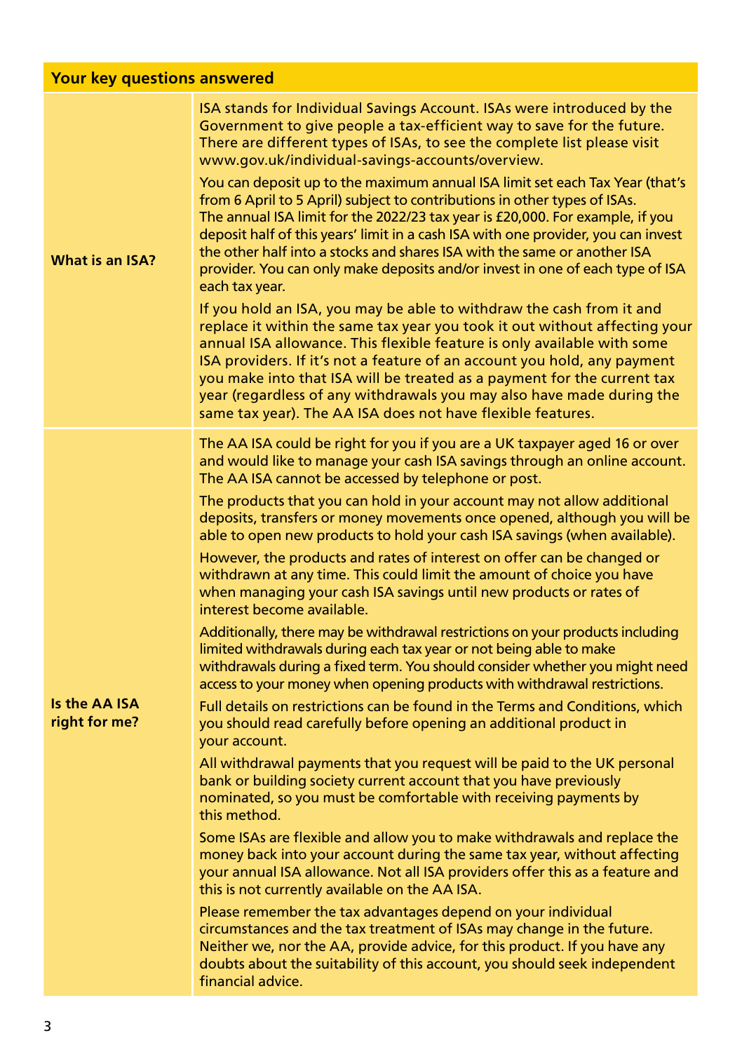| Your key questions answered | |
|---|---|
| **What is an ISA?** | ISA stands for Individual Savings Account. ISAs were introduced by the Government to give people a tax-efficient way to save for the future. There are different types of ISAs, to see the complete list please visit www.gov.uk/individual-savings-accounts/overview.<br><br>You can deposit up to the maximum annual ISA limit set each Tax Year (that's from 6 April to 5 April) subject to contributions in other types of ISAs. The annual ISA limit for the 2022/23 tax year is £20,000. For example, if you deposit half of this years' limit in a cash ISA with one provider, you can invest the other half into a stocks and shares ISA with the same or another ISA provider. You can only make deposits and/or invest in one of each type of ISA each tax year.<br><br>If you hold an ISA, you may be able to withdraw the cash from it and replace it within the same tax year you took it out without affecting your annual ISA allowance. This flexible feature is only available with some ISA providers. If it's not a feature of an account you hold, any payment you make into that ISA will be treated as a payment for the current tax year (regardless of any withdrawals you may also have made during the same tax year). The AA ISA does not have flexible features. |
| **Is the AA ISA right for me?** | The AA ISA could be right for you if you are a UK taxpayer aged 16 or over and would like to manage your cash ISA savings through an online account. The AA ISA cannot be accessed by telephone or post.<br><br>The products that you can hold in your account may not allow additional deposits, transfers or money movements once opened, although you will be able to open new products to hold your cash ISA savings (when available).<br><br>However, the products and rates of interest on offer can be changed or withdrawn at any time. This could limit the amount of choice you have when managing your cash ISA savings until new products or rates of interest become available.<br><br>Additionally, there may be withdrawal restrictions on your products including limited withdrawals during each tax year or not being able to make withdrawals during a fixed term. You should consider whether you might need access to your money when opening products with withdrawal restrictions.<br><br>Full details on restrictions can be found in the Terms and Conditions, which you should read carefully before opening an additional product in your account.<br><br>All withdrawal payments that you request will be paid to the UK personal bank or building society current account that you have previously nominated, so you must be comfortable with receiving payments by this method.<br><br>Some ISAs are flexible and allow you to make withdrawals and replace the money back into your account during the same tax year, without affecting your annual ISA allowance. Not all ISA providers offer this as a feature and this is not currently available on the AA ISA.<br><br>Please remember the tax advantages depend on your individual circumstances and the tax treatment of ISAs may change in the future. Neither we, nor the AA, provide advice, for this product. If you have any doubts about the suitability of this account, you should seek independent financial advice. |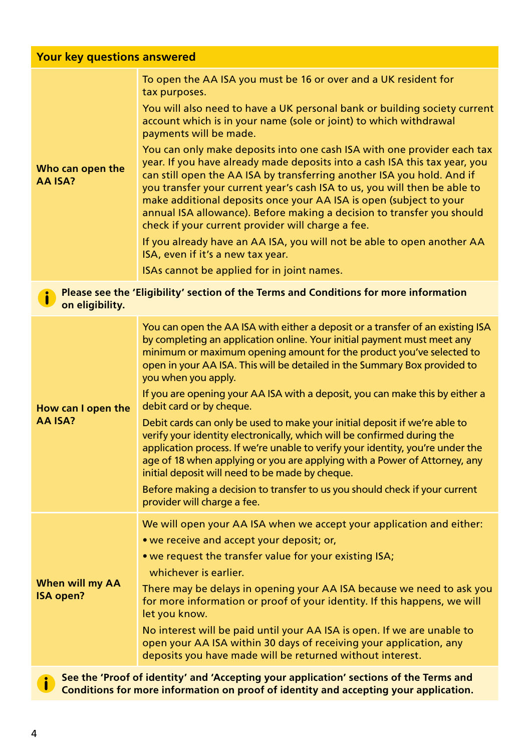## Your key questions answered

**Who can open the AA ISA?**

To open the AA ISA you must be 16 or over and a UK resident for tax purposes.

You will also need to have a UK personal bank or building society current account which is in your name (sole or joint) to which withdrawal payments will be made.

You can only make deposits into one cash ISA with one provider each tax year. If you have already made deposits into a cash ISA this tax year, you can still open the AA ISA by transferring another ISA you hold. And if you transfer your current year's cash ISA to us, you will then be able to make additional deposits once your AA ISA is open (subject to your annual ISA allowance). Before making a decision to transfer you should check if your current provider will charge a fee.

If you already have an AA ISA, you will not be able to open another AA ISA, even if it's a new tax year.

ISAs cannot be applied for in joint names.

**Please see the 'Eligibility' section of the Terms and Conditions for more information on eligibility.**

**How can I open the AA ISA?**

You can open the AA ISA with either a deposit or a transfer of an existing ISA by completing an application online. Your initial payment must meet any minimum or maximum opening amount for the product you've selected to open in your AA ISA. This will be detailed in the Summary Box provided to you when you apply.

If you are opening your AA ISA with a deposit, you can make this by either a debit card or by cheque.

Debit cards can only be used to make your initial deposit if we're able to verify your identity electronically, which will be confirmed during the application process. If we're unable to verify your identity, you're under the age of 18 when applying or you are applying with a Power of Attorney, any initial deposit will need to be made by cheque.

Before making a decision to transfer to us you should check if your current provider will charge a fee.

**When will my AA ISA open?**

We will open your AA ISA when we accept your application and either:

- we receive and accept your deposit; or,
- we request the transfer value for your existing ISA;

whichever is earlier.

There may be delays in opening your AA ISA because we need to ask you for more information or proof of your identity. If this happens, we will let you know.

No interest will be paid until your AA ISA is open. If we are unable to open your AA ISA within 30 days of receiving your application, any deposits you have made will be returned without interest.

**See the 'Proof of identity' and 'Accepting your application' sections of the Terms and Conditions for more information on proof of identity and accepting your application.**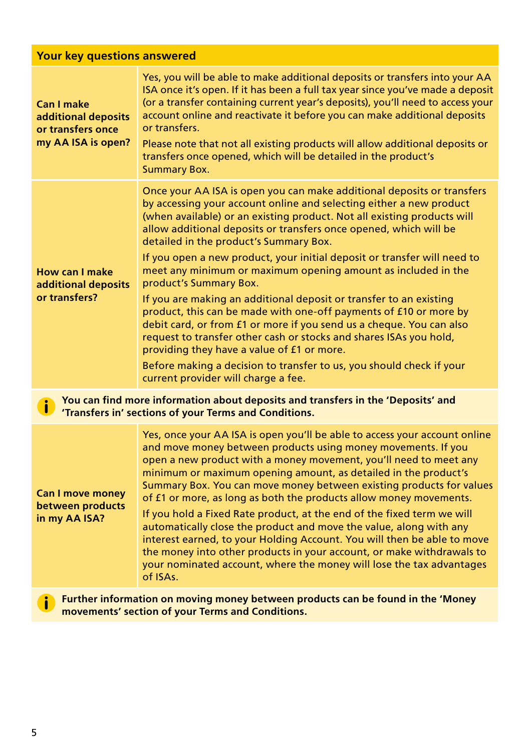## Your key questions answered

| Question | Answer |
|---|---|
| **Can I make additional deposits or transfers once my AA ISA is open?** | Yes, you will be able to make additional deposits or transfers into your AA ISA once it's open. If it has been a full tax year since you've made a deposit (or a transfer containing current year's deposits), you'll need to access your account online and reactivate it before you can make additional deposits or transfers.<br><br>Please note that not all existing products will allow additional deposits or transfers once opened, which will be detailed in the product's Summary Box. |
| **How can I make additional deposits or transfers?** | Once your AA ISA is open you can make additional deposits or transfers by accessing your account online and selecting either a new product (when available) or an existing product. Not all existing products will allow additional deposits or transfers once opened, which will be detailed in the product's Summary Box.<br><br>If you open a new product, your initial deposit or transfer will need to meet any minimum or maximum opening amount as included in the product's Summary Box.<br><br>If you are making an additional deposit or transfer to an existing product, this can be made with one-off payments of £10 or more by debit card, or from £1 or more if you send us a cheque. You can also request to transfer other cash or stocks and shares ISAs you hold, providing they have a value of £1 or more.<br><br>Before making a decision to transfer to us, you should check if your current provider will charge a fee. |

**You can find more information about deposits and transfers in the 'Deposits' and 'Transfers in' sections of your Terms and Conditions.**

| Question | Answer |
|---|---|
| **Can I move money between products in my AA ISA?** | Yes, once your AA ISA is open you'll be able to access your account online and move money between products using money movements. If you open a new product with a money movement, you'll need to meet any minimum or maximum opening amount, as detailed in the product's Summary Box. You can move money between existing products for values of £1 or more, as long as both the products allow money movements.<br><br>If you hold a Fixed Rate product, at the end of the fixed term we will automatically close the product and move the value, along with any interest earned, to your Holding Account. You will then be able to move the money into other products in your account, or make withdrawals to your nominated account, where the money will lose the tax advantages of ISAs. |

**Further information on moving money between products can be found in the 'Money movements' section of your Terms and Conditions.**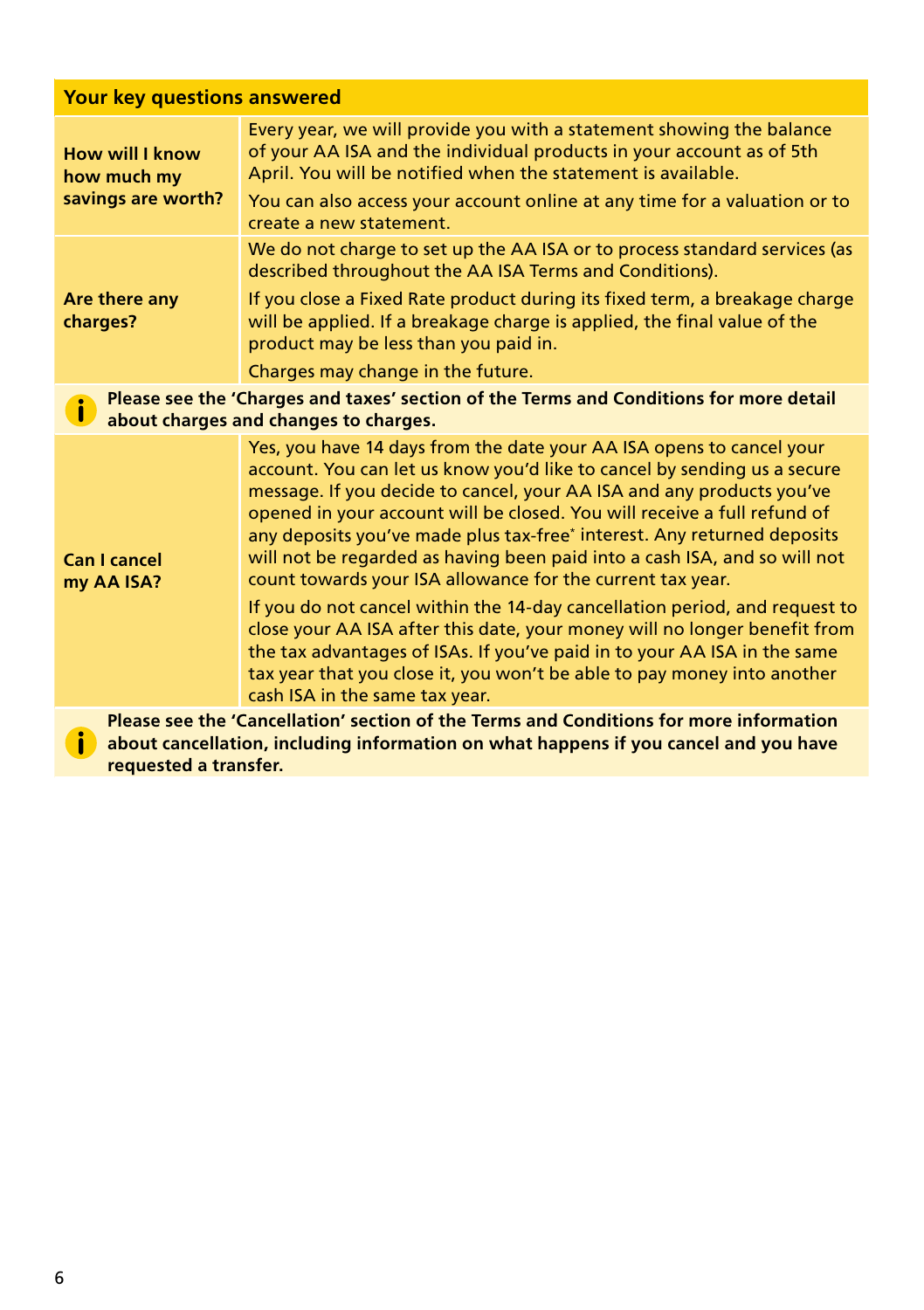## Your key questions answered

| Question | Answer |
|---|---|
| **How will I know how much my savings are worth?** | Every year, we will provide you with a statement showing the balance of your AA ISA and the individual products in your account as of 5th April. You will be notified when the statement is available.<br><br>You can also access your account online at any time for a valuation or to create a new statement. |
| **Are there any charges?** | We do not charge to set up the AA ISA or to process standard services (as described throughout the AA ISA Terms and Conditions).<br><br>If you close a Fixed Rate product during its fixed term, a breakage charge will be applied. If a breakage charge is applied, the final value of the product may be less than you paid in.<br><br>Charges may change in the future. |

**Please see the 'Charges and taxes' section of the Terms and Conditions for more detail about charges and changes to charges.**

| Question | Answer |
|---|---|
| **Can I cancel my AA ISA?** | Yes, you have 14 days from the date your AA ISA opens to cancel your account. You can let us know you'd like to cancel by sending us a secure message. If you decide to cancel, your AA ISA and any products you've opened in your account will be closed. You will receive a full refund of any deposits you've made plus tax-free* interest. Any returned deposits will not be regarded as having been paid into a cash ISA, and so will not count towards your ISA allowance for the current tax year.<br><br>If you do not cancel within the 14-day cancellation period, and request to close your AA ISA after this date, your money will no longer benefit from the tax advantages of ISAs. If you've paid in to your AA ISA in the same tax year that you close it, you won't be able to pay money into another cash ISA in the same tax year. |

**Please see the 'Cancellation' section of the Terms and Conditions for more information about cancellation, including information on what happens if you cancel and you have requested a transfer.**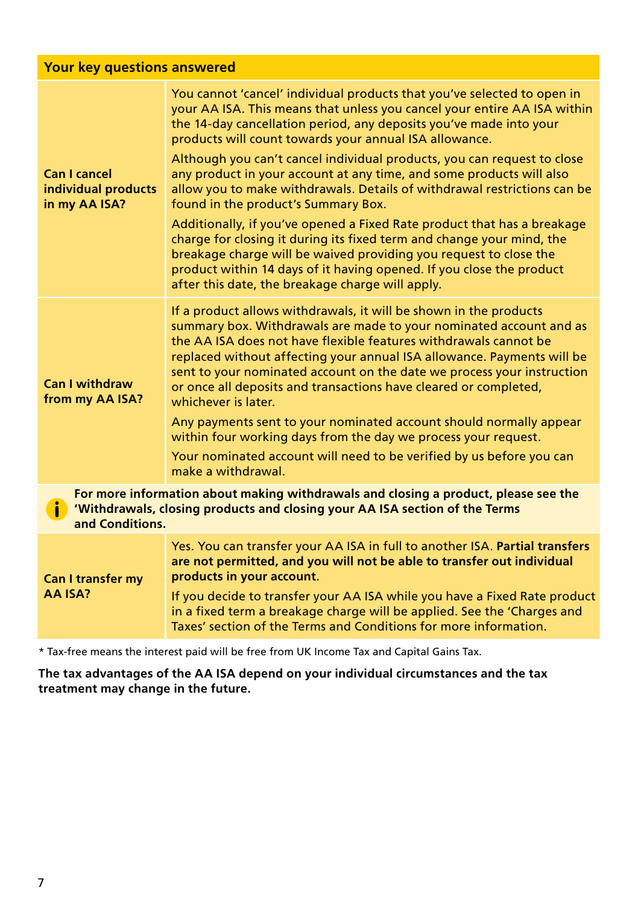## Your key questions answered

| Question | Answer |
|---|---|
| **Can I cancel individual products in my AA ISA?** | You cannot 'cancel' individual products that you've selected to open in your AA ISA. This means that unless you cancel your entire AA ISA within the 14-day cancellation period, any deposits you've made into your products will count towards your annual ISA allowance.<br><br>Although you can't cancel individual products, you can request to close any product in your account at any time, and some products will also allow you to make withdrawals. Details of withdrawal restrictions can be found in the product's Summary Box.<br><br>Additionally, if you've opened a Fixed Rate product that has a breakage charge for closing it during its fixed term and change your mind, the breakage charge will be waived providing you request to close the product within 14 days of it having opened. If you close the product after this date, the breakage charge will apply. |
| **Can I withdraw from my AA ISA?** | If a product allows withdrawals, it will be shown in the products summary box. Withdrawals are made to your nominated account and as the AA ISA does not have flexible features withdrawals cannot be replaced without affecting your annual ISA allowance. Payments will be sent to your nominated account on the date we process your instruction or once all deposits and transactions have cleared or completed, whichever is later.<br><br>Any payments sent to your nominated account should normally appear within four working days from the day we process your request.<br><br>Your nominated account will need to be verified by us before you can make a withdrawal. |
| **For more information about making withdrawals and closing a product, please see the 'Withdrawals, closing products and closing your AA ISA section of the Terms and Conditions.** | |
| **Can I transfer my AA ISA?** | Yes. You can transfer your AA ISA in full to another ISA. **Partial transfers are not permitted, and you will not be able to transfer out individual products in your account**.<br><br>If you decide to transfer your AA ISA while you have a Fixed Rate product in a fixed term a breakage charge will be applied. See the 'Charges and Taxes' section of the Terms and Conditions for more information. |

\* Tax-free means the interest paid will be free from UK Income Tax and Capital Gains Tax.

**The tax advantages of the AA ISA depend on your individual circumstances and the tax treatment may change in the future.**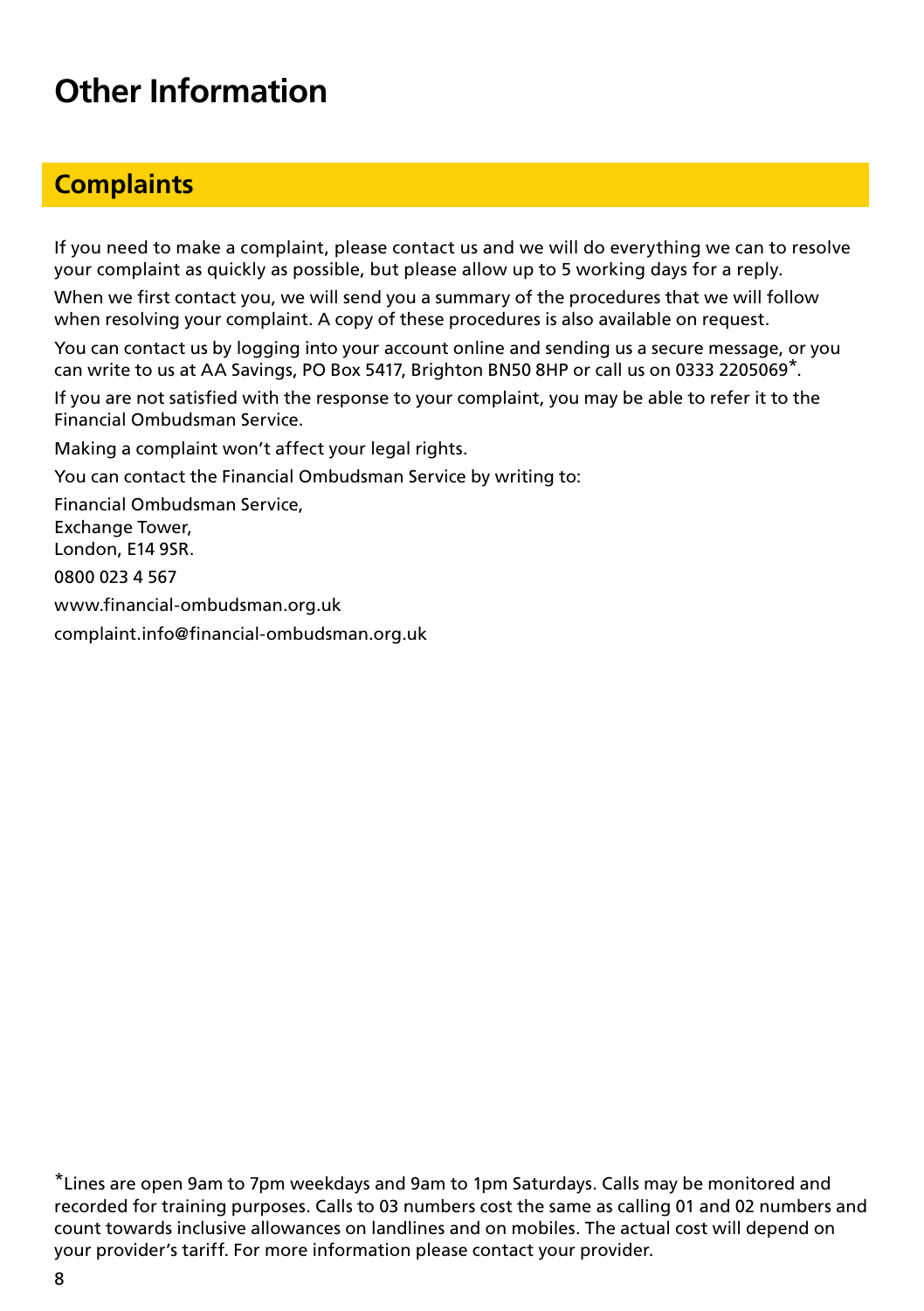# Other Information

## Complaints

If you need to make a complaint, please contact us and we will do everything we can to resolve your complaint as quickly as possible, but please allow up to 5 working days for a reply.

When we first contact you, we will send you a summary of the procedures that we will follow when resolving your complaint. A copy of these procedures is also available on request.

You can contact us by logging into your account online and sending us a secure message, or you can write to us at AA Savings, PO Box 5417, Brighton BN50 8HP or call us on 0333 2205069*.

If you are not satisfied with the response to your complaint, you may be able to refer it to the Financial Ombudsman Service.

Making a complaint won't affect your legal rights.

You can contact the Financial Ombudsman Service by writing to:

Financial Ombudsman Service,
Exchange Tower,
London, E14 9SR.

0800 023 4 567

www.financial-ombudsman.org.uk

complaint.info@financial-ombudsman.org.uk

*Lines are open 9am to 7pm weekdays and 9am to 1pm Saturdays. Calls may be monitored and recorded for training purposes. Calls to 03 numbers cost the same as calling 01 and 02 numbers and count towards inclusive allowances on landlines and on mobiles. The actual cost will depend on your provider's tariff. For more information please contact your provider.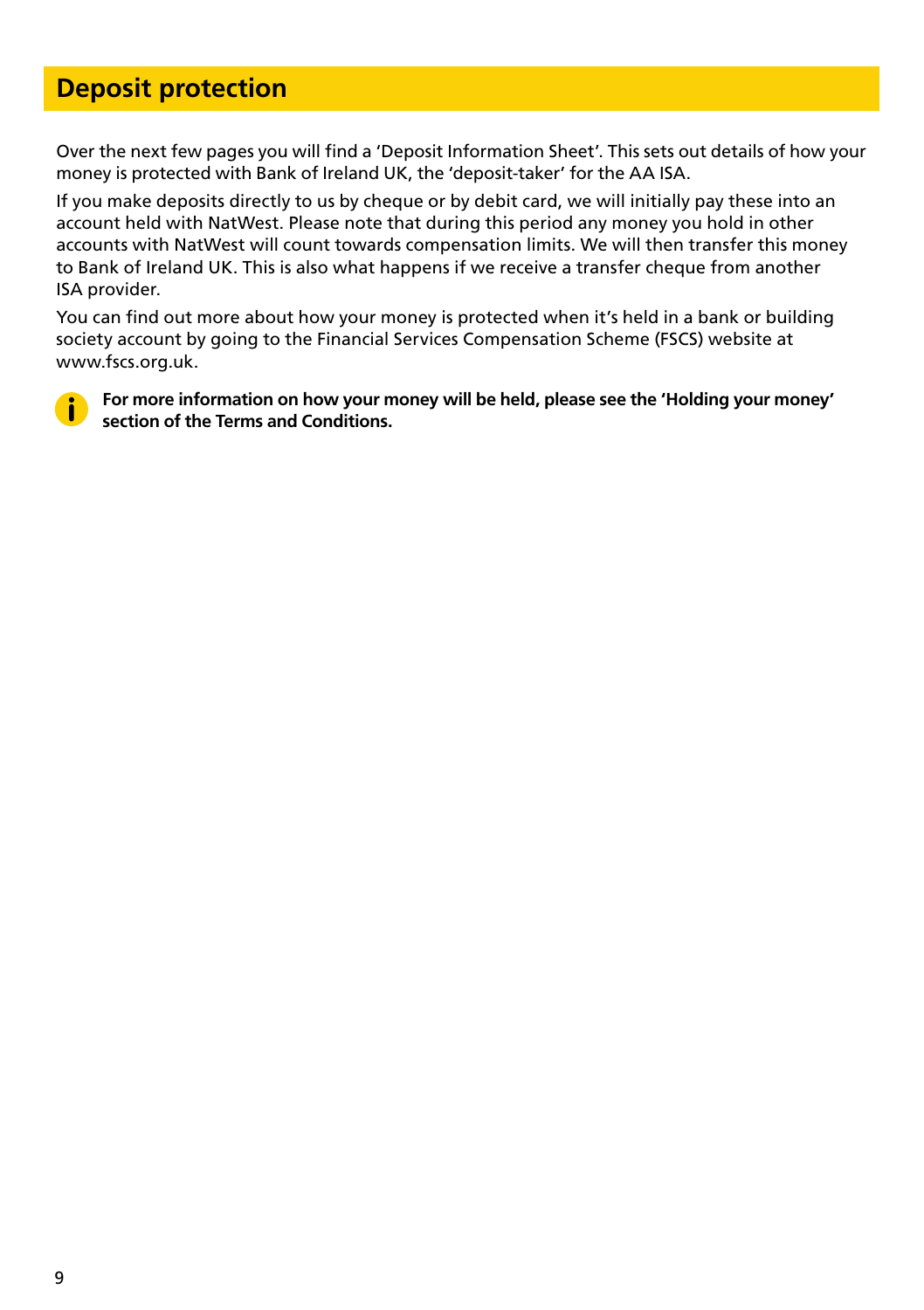# Deposit protection

Over the next few pages you will find a 'Deposit Information Sheet'. This sets out details of how your money is protected with Bank of Ireland UK, the 'deposit-taker' for the AA ISA.

If you make deposits directly to us by cheque or by debit card, we will initially pay these into an account held with NatWest. Please note that during this period any money you hold in other accounts with NatWest will count towards compensation limits. We will then transfer this money to Bank of Ireland UK. This is also what happens if we receive a transfer cheque from another ISA provider.

You can find out more about how your money is protected when it's held in a bank or building society account by going to the Financial Services Compensation Scheme (FSCS) website at www.fscs.org.uk.

**For more information on how your money will be held, please see the 'Holding your money' section of the Terms and Conditions.**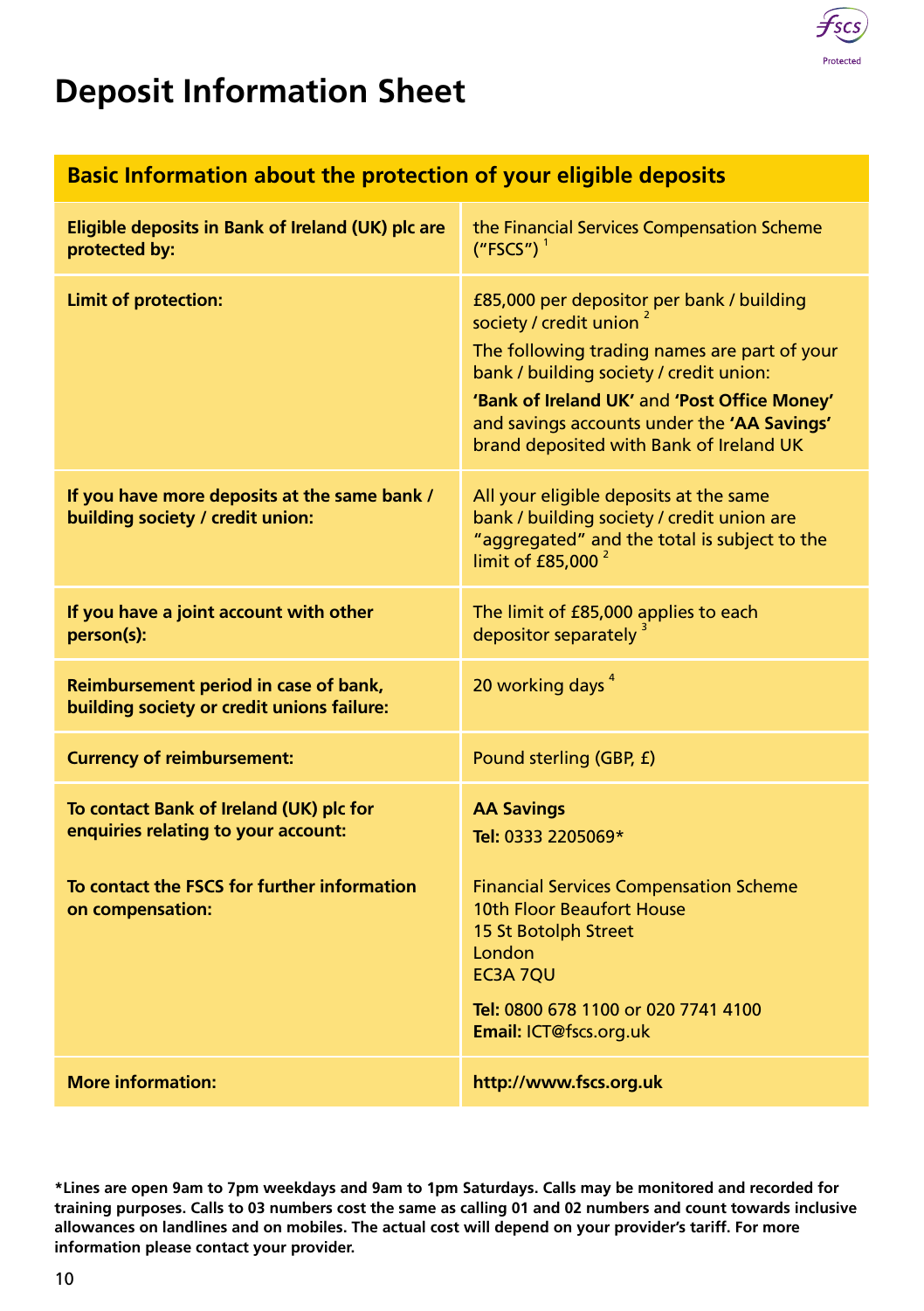# Deposit Information Sheet

| Basic Information about the protection of your eligible deposits | |
|---|---|
| **Eligible deposits in Bank of Ireland (UK) plc are protected by:** | the Financial Services Compensation Scheme ("FSCS") [1] |
| **Limit of protection:** | £85,000 per depositor per bank / building society / credit union [2]<br>The following trading names are part of your bank / building society / credit union:<br>**'Bank of Ireland UK'** and **'Post Office Money'** and savings accounts under the **'AA Savings'** brand deposited with Bank of Ireland UK |
| **If you have more deposits at the same bank / building society / credit union:** | All your eligible deposits at the same bank / building society / credit union are "aggregated" and the total is subject to the limit of £85,000 [2] |
| **If you have a joint account with other person(s):** | The limit of £85,000 applies to each depositor separately [3] |
| **Reimbursement period in case of bank, building society or credit unions failure:** | 20 working days [4] |
| **Currency of reimbursement:** | Pound sterling (GBP, £) |
| **To contact Bank of Ireland (UK) plc for enquiries relating to your account:** | **AA Savings**<br>**Tel:** 0333 2205069* |
| **To contact the FSCS for further information on compensation:** | Financial Services Compensation Scheme<br>10th Floor Beaufort House<br>15 St Botolph Street<br>London<br>EC3A 7QU<br>**Tel:** 0800 678 1100 or 020 7741 4100<br>**Email:** ICT@fscs.org.uk |
| **More information:** | **http://www.fscs.org.uk** |

**\*Lines are open 9am to 7pm weekdays and 9am to 1pm Saturdays. Calls may be monitored and recorded for training purposes. Calls to 03 numbers cost the same as calling 01 and 02 numbers and count towards inclusive allowances on landlines and on mobiles. The actual cost will depend on your provider's tariff. For more information please contact your provider.**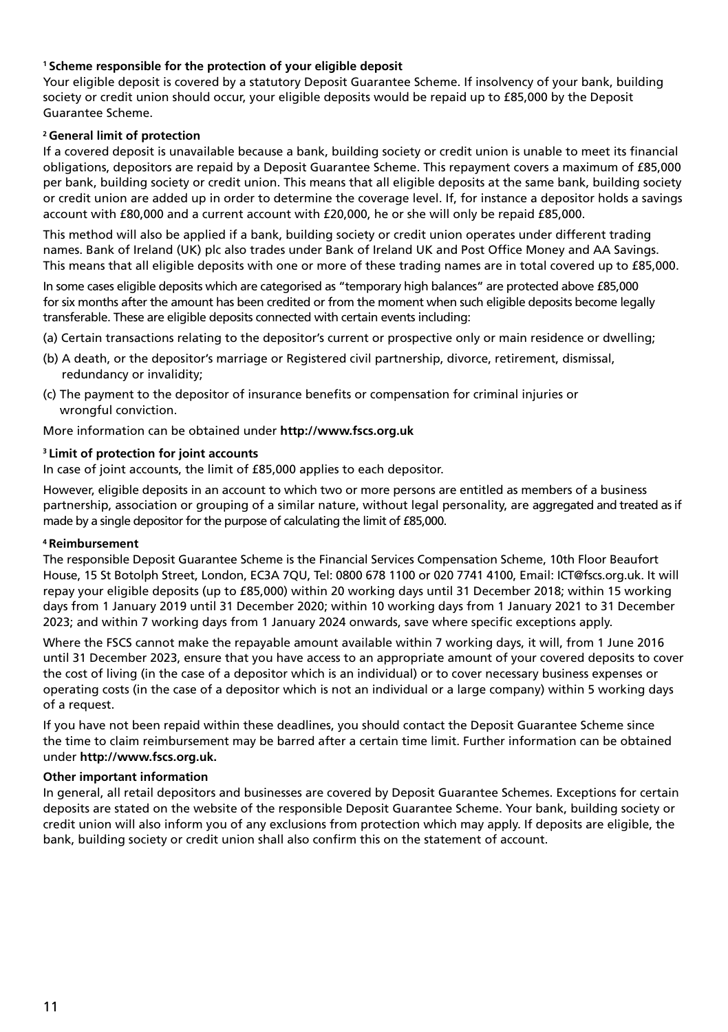**[1] Scheme responsible for the protection of your eligible deposit**

Your eligible deposit is covered by a statutory Deposit Guarantee Scheme. If insolvency of your bank, building society or credit union should occur, your eligible deposits would be repaid up to £85,000 by the Deposit Guarantee Scheme.

**[2] General limit of protection**

If a covered deposit is unavailable because a bank, building society or credit union is unable to meet its financial obligations, depositors are repaid by a Deposit Guarantee Scheme. This repayment covers a maximum of £85,000 per bank, building society or credit union. This means that all eligible deposits at the same bank, building society or credit union are added up in order to determine the coverage level. If, for instance a depositor holds a savings account with £80,000 and a current account with £20,000, he or she will only be repaid £85,000.

This method will also be applied if a bank, building society or credit union operates under different trading names. Bank of Ireland (UK) plc also trades under Bank of Ireland UK and Post Office Money and AA Savings. This means that all eligible deposits with one or more of these trading names are in total covered up to £85,000.

In some cases eligible deposits which are categorised as "temporary high balances" are protected above £85,000 for six months after the amount has been credited or from the moment when such eligible deposits become legally transferable. These are eligible deposits connected with certain events including:

(a) Certain transactions relating to the depositor's current or prospective only or main residence or dwelling;

(b) A death, or the depositor's marriage or Registered civil partnership, divorce, retirement, dismissal, redundancy or invalidity;

(c) The payment to the depositor of insurance benefits or compensation for criminal injuries or wrongful conviction.

More information can be obtained under **http://www.fscs.org.uk**

**[3] Limit of protection for joint accounts**

In case of joint accounts, the limit of £85,000 applies to each depositor.

However, eligible deposits in an account to which two or more persons are entitled as members of a business partnership, association or grouping of a similar nature, without legal personality, are aggregated and treated as if made by a single depositor for the purpose of calculating the limit of £85,000.

**[4] Reimbursement**

The responsible Deposit Guarantee Scheme is the Financial Services Compensation Scheme, 10th Floor Beaufort House, 15 St Botolph Street, London, EC3A 7QU, Tel: 0800 678 1100 or 020 7741 4100, Email: ICT@fscs.org.uk. It will repay your eligible deposits (up to £85,000) within 20 working days until 31 December 2018; within 15 working days from 1 January 2019 until 31 December 2020; within 10 working days from 1 January 2021 to 31 December 2023; and within 7 working days from 1 January 2024 onwards, save where specific exceptions apply.

Where the FSCS cannot make the repayable amount available within 7 working days, it will, from 1 June 2016 until 31 December 2023, ensure that you have access to an appropriate amount of your covered deposits to cover the cost of living (in the case of a depositor which is an individual) or to cover necessary business expenses or operating costs (in the case of a depositor which is not an individual or a large company) within 5 working days of a request.

If you have not been repaid within these deadlines, you should contact the Deposit Guarantee Scheme since the time to claim reimbursement may be barred after a certain time limit. Further information can be obtained under **http://www.fscs.org.uk.**

**Other important information**

In general, all retail depositors and businesses are covered by Deposit Guarantee Schemes. Exceptions for certain deposits are stated on the website of the responsible Deposit Guarantee Scheme. Your bank, building society or credit union will also inform you of any exclusions from protection which may apply. If deposits are eligible, the bank, building society or credit union shall also confirm this on the statement of account.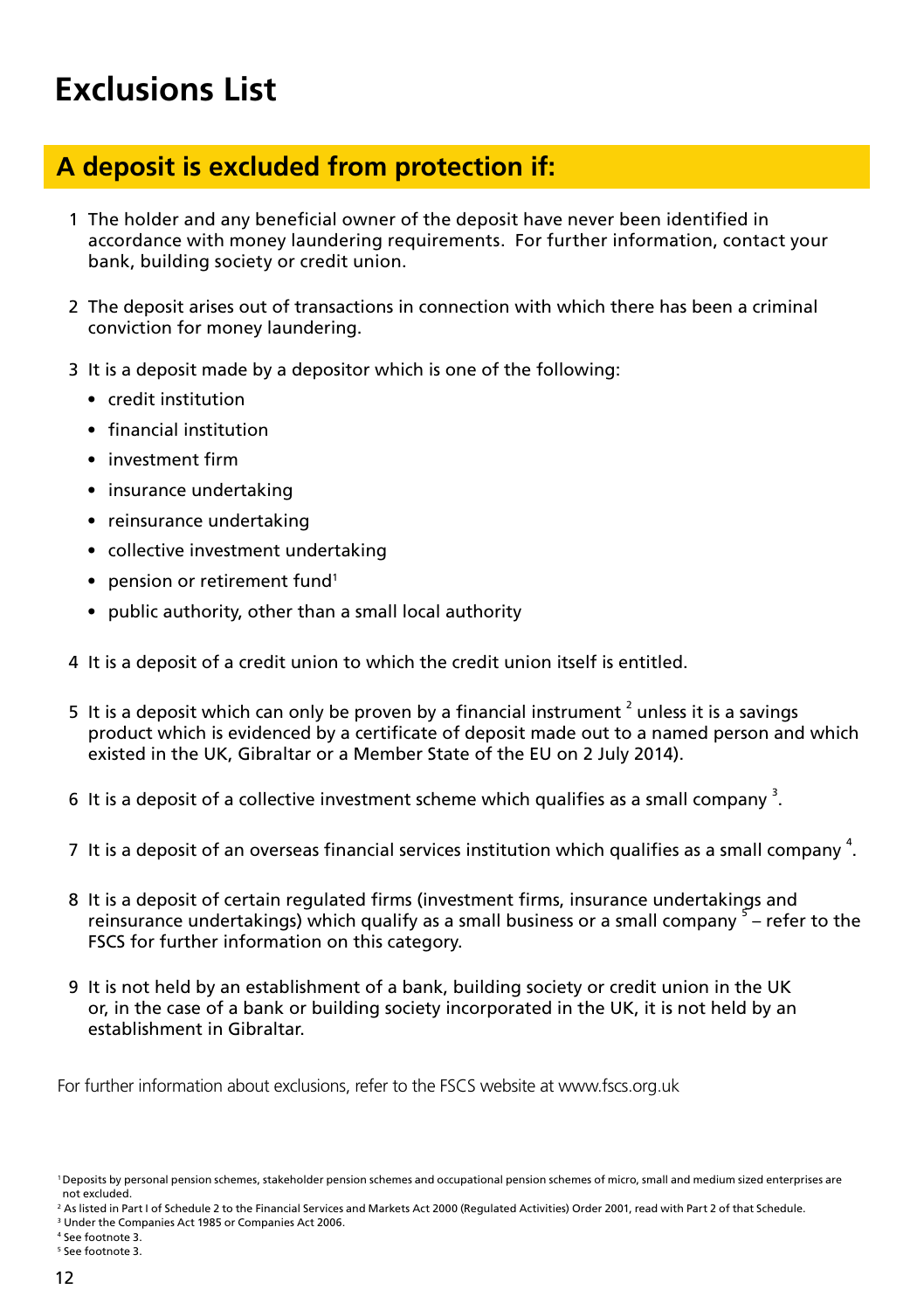# Exclusions List

## A deposit is excluded from protection if:

1. The holder and any beneficial owner of the deposit have never been identified in accordance with money laundering requirements. For further information, contact your bank, building society or credit union.

2. The deposit arises out of transactions in connection with which there has been a criminal conviction for money laundering.

3. It is a deposit made by a depositor which is one of the following:
   - credit institution
   - financial institution
   - investment firm
   - insurance undertaking
   - reinsurance undertaking
   - collective investment undertaking
   - pension or retirement fund[1]
   - public authority, other than a small local authority

4. It is a deposit of a credit union to which the credit union itself is entitled.

5. It is a deposit which can only be proven by a financial instrument [2] unless it is a savings product which is evidenced by a certificate of deposit made out to a named person and which existed in the UK, Gibraltar or a Member State of the EU on 2 July 2014).

6. It is a deposit of a collective investment scheme which qualifies as a small company [3].

7. It is a deposit of an overseas financial services institution which qualifies as a small company [4].

8. It is a deposit of certain regulated firms (investment firms, insurance undertakings and reinsurance undertakings) which qualify as a small business or a small company [5] – refer to the FSCS for further information on this category.

9. It is not held by an establishment of a bank, building society or credit union in the UK or, in the case of a bank or building society incorporated in the UK, it is not held by an establishment in Gibraltar.

For further information about exclusions, refer to the FSCS website at www.fscs.org.uk

[1] Deposits by personal pension schemes, stakeholder pension schemes and occupational pension schemes of micro, small and medium sized enterprises are not excluded.

[2] As listed in Part I of Schedule 2 to the Financial Services and Markets Act 2000 (Regulated Activities) Order 2001, read with Part 2 of that Schedule.

[3] Under the Companies Act 1985 or Companies Act 2006.

[4] See footnote 3.

[5] See footnote 3.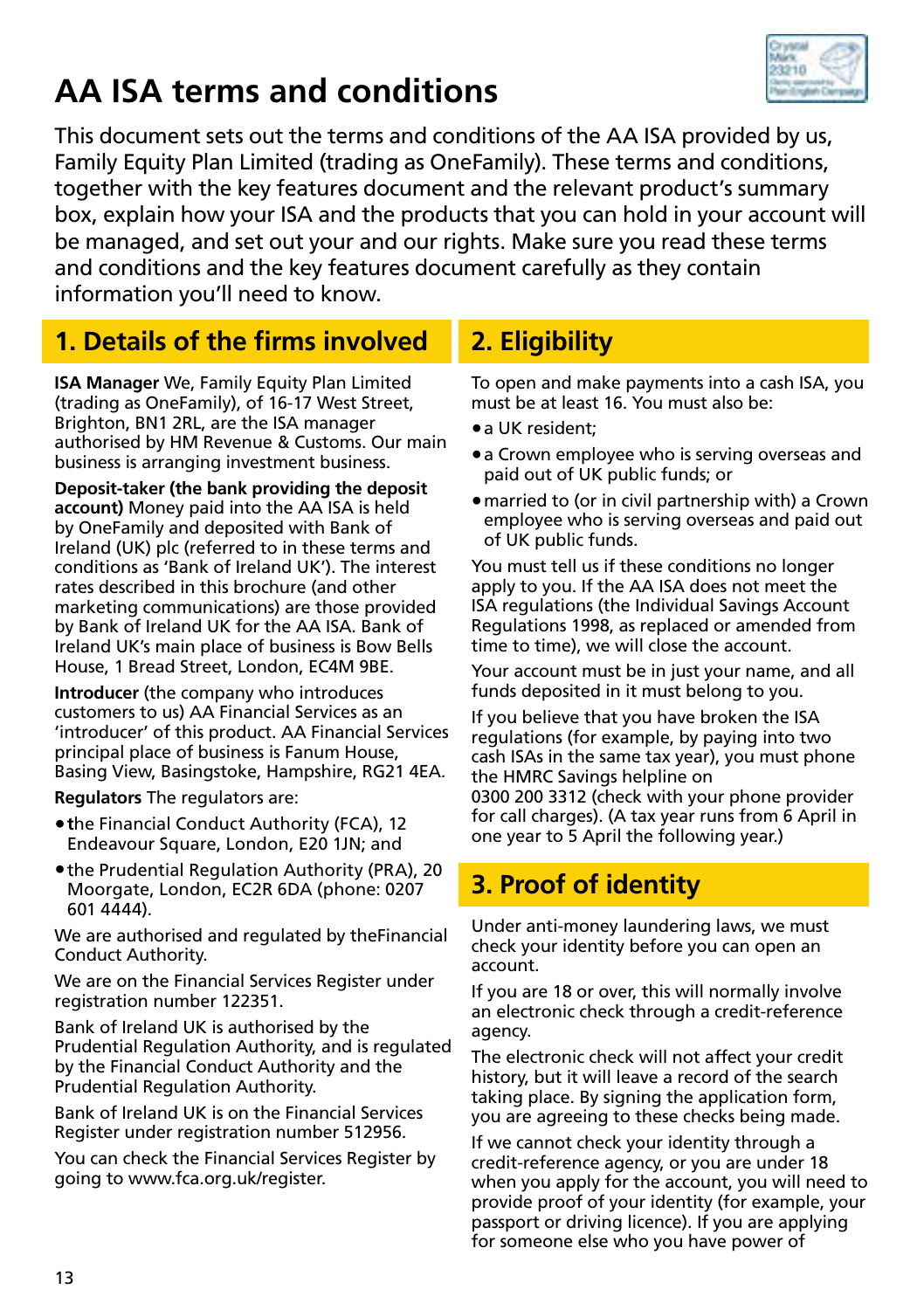# AA ISA terms and conditions

This document sets out the terms and conditions of the AA ISA provided by us, Family Equity Plan Limited (trading as OneFamily). These terms and conditions, together with the key features document and the relevant product's summary box, explain how your ISA and the products that you can hold in your account will be managed, and set out your and our rights. Make sure you read these terms and conditions and the key features document carefully as they contain information you'll need to know.

## 1. Details of the firms involved

**ISA Manager** We, Family Equity Plan Limited (trading as OneFamily), of 16-17 West Street, Brighton, BN1 2RL, are the ISA manager authorised by HM Revenue & Customs. Our main business is arranging investment business.

**Deposit-taker (the bank providing the deposit account)** Money paid into the AA ISA is held by OneFamily and deposited with Bank of Ireland (UK) plc (referred to in these terms and conditions as 'Bank of Ireland UK'). The interest rates described in this brochure (and other marketing communications) are those provided by Bank of Ireland UK for the AA ISA. Bank of Ireland UK's main place of business is Bow Bells House, 1 Bread Street, London, EC4M 9BE.

**Introducer** (the company who introduces customers to us) AA Financial Services as an 'introducer' of this product. AA Financial Services principal place of business is Fanum House, Basing View, Basingstoke, Hampshire, RG21 4EA.

**Regulators** The regulators are:

- the Financial Conduct Authority (FCA), 12 Endeavour Square, London, E20 1JN; and
- the Prudential Regulation Authority (PRA), 20 Moorgate, London, EC2R 6DA (phone: 0207 601 4444).

We are authorised and regulated by theFinancial Conduct Authority.

We are on the Financial Services Register under registration number 122351.

Bank of Ireland UK is authorised by the Prudential Regulation Authority, and is regulated by the Financial Conduct Authority and the Prudential Regulation Authority.

Bank of Ireland UK is on the Financial Services Register under registration number 512956.

You can check the Financial Services Register by going to www.fca.org.uk/register.

## 2. Eligibility

To open and make payments into a cash ISA, you must be at least 16. You must also be:

- a UK resident;
- a Crown employee who is serving overseas and paid out of UK public funds; or
- married to (or in civil partnership with) a Crown employee who is serving overseas and paid out of UK public funds.

You must tell us if these conditions no longer apply to you. If the AA ISA does not meet the ISA regulations (the Individual Savings Account Regulations 1998, as replaced or amended from time to time), we will close the account.

Your account must be in just your name, and all funds deposited in it must belong to you.

If you believe that you have broken the ISA regulations (for example, by paying into two cash ISAs in the same tax year), you must phone the HMRC Savings helpline on 0300 200 3312 (check with your phone provider for call charges). (A tax year runs from 6 April in one year to 5 April the following year.)

## 3. Proof of identity

Under anti-money laundering laws, we must check your identity before you can open an account.

If you are 18 or over, this will normally involve an electronic check through a credit-reference agency.

The electronic check will not affect your credit history, but it will leave a record of the search taking place. By signing the application form, you are agreeing to these checks being made.

If we cannot check your identity through a credit-reference agency, or you are under 18 when you apply for the account, you will need to provide proof of your identity (for example, your passport or driving licence). If you are applying for someone else who you have power of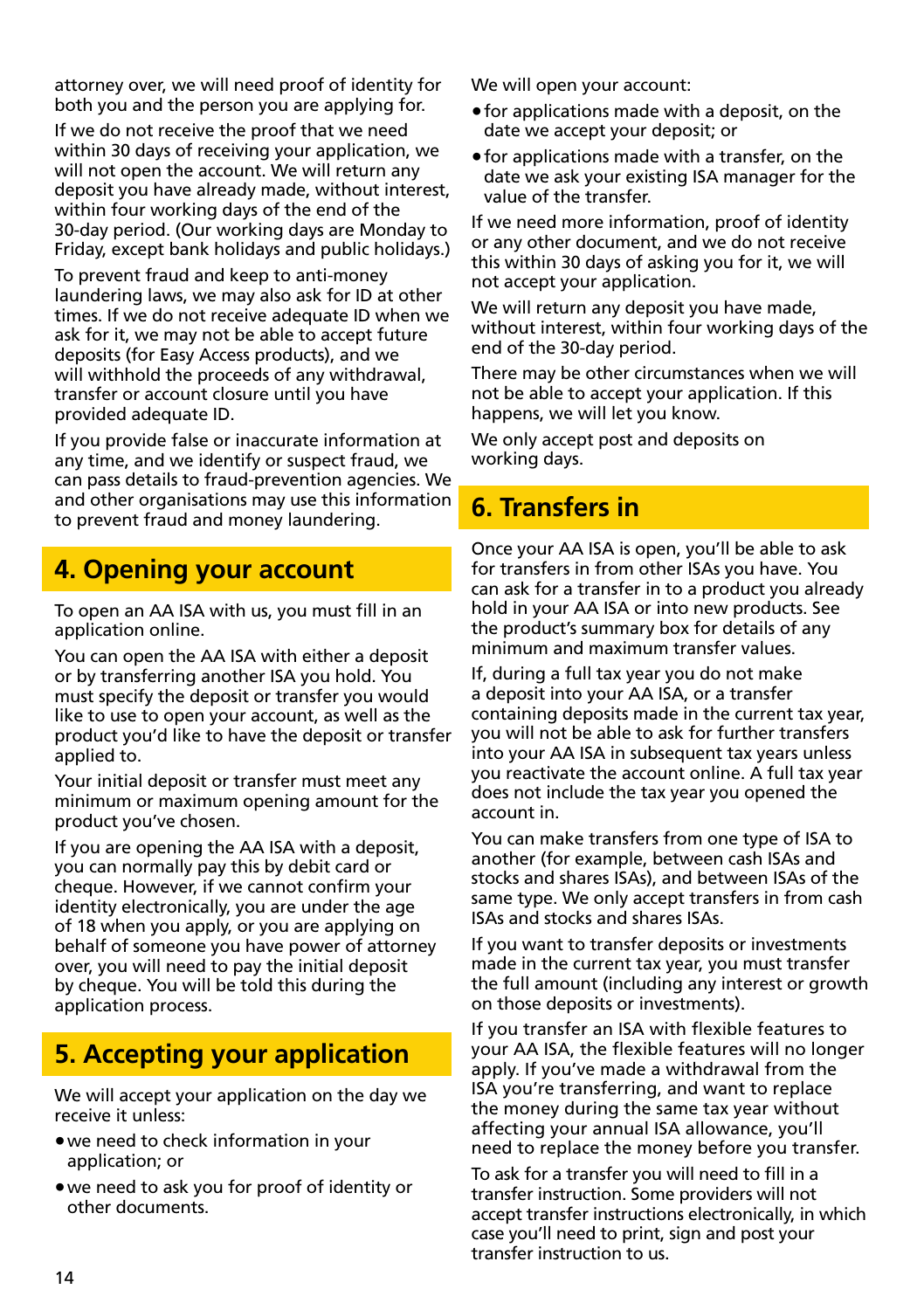attorney over, we will need proof of identity for both you and the person you are applying for.

If we do not receive the proof that we need within 30 days of receiving your application, we will not open the account. We will return any deposit you have already made, without interest, within four working days of the end of the 30-day period. (Our working days are Monday to Friday, except bank holidays and public holidays.)

To prevent fraud and keep to anti-money laundering laws, we may also ask for ID at other times. If we do not receive adequate ID when we ask for it, we may not be able to accept future deposits (for Easy Access products), and we will withhold the proceeds of any withdrawal, transfer or account closure until you have provided adequate ID.

If you provide false or inaccurate information at any time, and we identify or suspect fraud, we can pass details to fraud-prevention agencies. We and other organisations may use this information to prevent fraud and money laundering.

## 4. Opening your account

To open an AA ISA with us, you must fill in an application online.

You can open the AA ISA with either a deposit or by transferring another ISA you hold. You must specify the deposit or transfer you would like to use to open your account, as well as the product you'd like to have the deposit or transfer applied to.

Your initial deposit or transfer must meet any minimum or maximum opening amount for the product you've chosen.

If you are opening the AA ISA with a deposit, you can normally pay this by debit card or cheque. However, if we cannot confirm your identity electronically, you are under the age of 18 when you apply, or you are applying on behalf of someone you have power of attorney over, you will need to pay the initial deposit by cheque. You will be told this during the application process.

## 5. Accepting your application

We will accept your application on the day we receive it unless:

- we need to check information in your application; or
- we need to ask you for proof of identity or other documents.

We will open your account:

- for applications made with a deposit, on the date we accept your deposit; or
- for applications made with a transfer, on the date we ask your existing ISA manager for the value of the transfer.

If we need more information, proof of identity or any other document, and we do not receive this within 30 days of asking you for it, we will not accept your application.

We will return any deposit you have made, without interest, within four working days of the end of the 30-day period.

There may be other circumstances when we will not be able to accept your application. If this happens, we will let you know.

We only accept post and deposits on working days.

## 6. Transfers in

Once your AA ISA is open, you'll be able to ask for transfers in from other ISAs you have. You can ask for a transfer in to a product you already hold in your AA ISA or into new products. See the product's summary box for details of any minimum and maximum transfer values.

If, during a full tax year you do not make a deposit into your AA ISA, or a transfer containing deposits made in the current tax year, you will not be able to ask for further transfers into your AA ISA in subsequent tax years unless you reactivate the account online. A full tax year does not include the tax year you opened the account in.

You can make transfers from one type of ISA to another (for example, between cash ISAs and stocks and shares ISAs), and between ISAs of the same type. We only accept transfers in from cash ISAs and stocks and shares ISAs.

If you want to transfer deposits or investments made in the current tax year, you must transfer the full amount (including any interest or growth on those deposits or investments).

If you transfer an ISA with flexible features to your AA ISA, the flexible features will no longer apply. If you've made a withdrawal from the ISA you're transferring, and want to replace the money during the same tax year without affecting your annual ISA allowance, you'll need to replace the money before you transfer.

To ask for a transfer you will need to fill in a transfer instruction. Some providers will not accept transfer instructions electronically, in which case you'll need to print, sign and post your transfer instruction to us.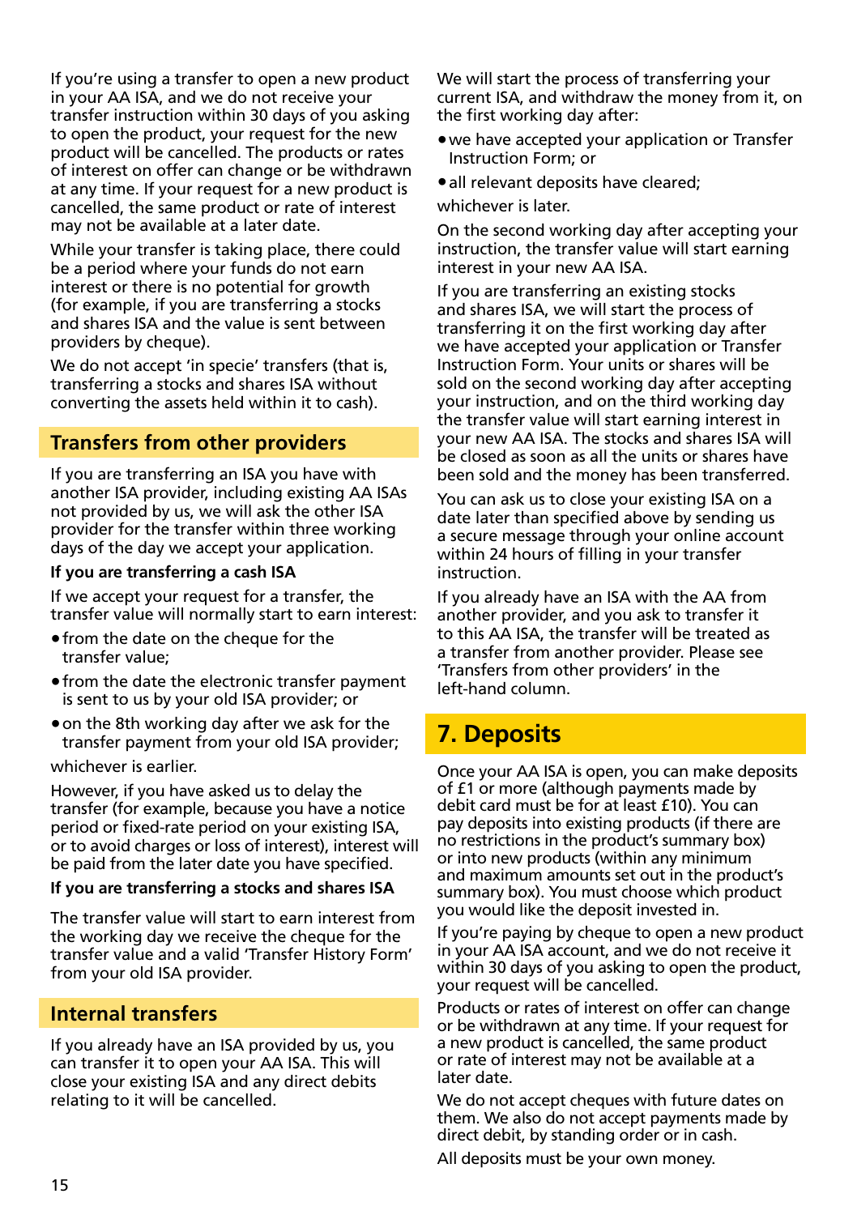If you're using a transfer to open a new product in your AA ISA, and we do not receive your transfer instruction within 30 days of you asking to open the product, your request for the new product will be cancelled. The products or rates of interest on offer can change or be withdrawn at any time. If your request for a new product is cancelled, the same product or rate of interest may not be available at a later date.

While your transfer is taking place, there could be a period where your funds do not earn interest or there is no potential for growth (for example, if you are transferring a stocks and shares ISA and the value is sent between providers by cheque).

We do not accept 'in specie' transfers (that is, transferring a stocks and shares ISA without converting the assets held within it to cash).

## Transfers from other providers

If you are transferring an ISA you have with another ISA provider, including existing AA ISAs not provided by us, we will ask the other ISA provider for the transfer within three working days of the day we accept your application.

**If you are transferring a cash ISA**

If we accept your request for a transfer, the transfer value will normally start to earn interest:

- from the date on the cheque for the transfer value;
- from the date the electronic transfer payment is sent to us by your old ISA provider; or
- on the 8th working day after we ask for the transfer payment from your old ISA provider;

whichever is earlier.

However, if you have asked us to delay the transfer (for example, because you have a notice period or fixed-rate period on your existing ISA, or to avoid charges or loss of interest), interest will be paid from the later date you have specified.

**If you are transferring a stocks and shares ISA**

The transfer value will start to earn interest from the working day we receive the cheque for the transfer value and a valid 'Transfer History Form' from your old ISA provider.

## Internal transfers

If you already have an ISA provided by us, you can transfer it to open your AA ISA. This will close your existing ISA and any direct debits relating to it will be cancelled.

We will start the process of transferring your current ISA, and withdraw the money from it, on the first working day after:

- we have accepted your application or Transfer Instruction Form; or
- all relevant deposits have cleared;

whichever is later.

On the second working day after accepting your instruction, the transfer value will start earning interest in your new AA ISA.

If you are transferring an existing stocks and shares ISA, we will start the process of transferring it on the first working day after we have accepted your application or Transfer Instruction Form. Your units or shares will be sold on the second working day after accepting your instruction, and on the third working day the transfer value will start earning interest in your new AA ISA. The stocks and shares ISA will be closed as soon as all the units or shares have been sold and the money has been transferred.

You can ask us to close your existing ISA on a date later than specified above by sending us a secure message through your online account within 24 hours of filling in your transfer instruction.

If you already have an ISA with the AA from another provider, and you ask to transfer it to this AA ISA, the transfer will be treated as a transfer from another provider. Please see 'Transfers from other providers' in the left-hand column.

# 7. Deposits

Once your AA ISA is open, you can make deposits of £1 or more (although payments made by debit card must be for at least £10). You can pay deposits into existing products (if there are no restrictions in the product's summary box) or into new products (within any minimum and maximum amounts set out in the product's summary box). You must choose which product you would like the deposit invested in.

If you're paying by cheque to open a new product in your AA ISA account, and we do not receive it within 30 days of you asking to open the product, your request will be cancelled.

Products or rates of interest on offer can change or be withdrawn at any time. If your request for a new product is cancelled, the same product or rate of interest may not be available at a later date.

We do not accept cheques with future dates on them. We also do not accept payments made by direct debit, by standing order or in cash.

All deposits must be your own money.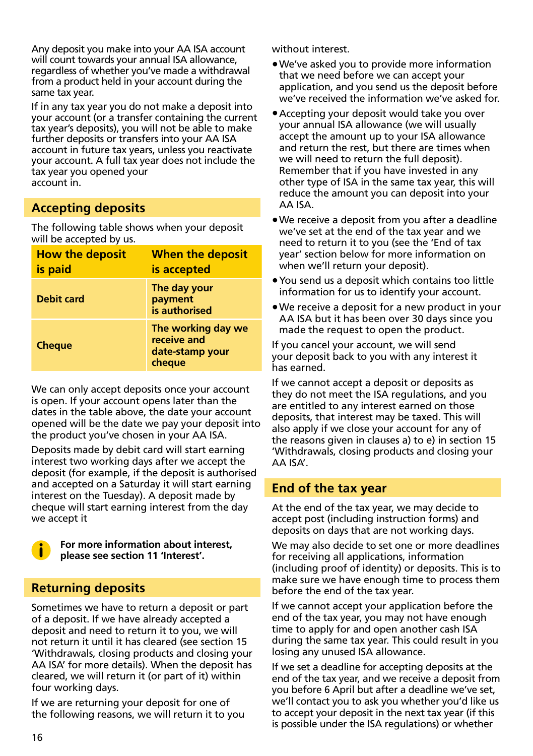Any deposit you make into your AA ISA account will count towards your annual ISA allowance, regardless of whether you've made a withdrawal from a product held in your account during the same tax year.

If in any tax year you do not make a deposit into your account (or a transfer containing the current tax year's deposits), you will not be able to make further deposits or transfers into your AA ISA account in future tax years, unless you reactivate your account. A full tax year does not include the tax year you opened your account in.

## Accepting deposits

The following table shows when your deposit will be accepted by us.

| How the deposit is paid | When the deposit is accepted |
|---|---|
| **Debit card** | **The day your payment is authorised** |
| **Cheque** | **The working day we receive and date-stamp your cheque** |

We can only accept deposits once your account is open. If your account opens later than the dates in the table above, the date your account opened will be the date we pay your deposit into the product you've chosen in your AA ISA.

Deposits made by debit card will start earning interest two working days after we accept the deposit (for example, if the deposit is authorised and accepted on a Saturday it will start earning interest on the Tuesday). A deposit made by cheque will start earning interest from the day we accept it

**For more information about interest, please see section 11 'Interest'.**

## Returning deposits

Sometimes we have to return a deposit or part of a deposit. If we have already accepted a deposit and need to return it to you, we will not return it until it has cleared (see section 15 'Withdrawals, closing products and closing your AA ISA' for more details). When the deposit has cleared, we will return it (or part of it) within four working days.

If we are returning your deposit for one of the following reasons, we will return it to you without interest.

- We've asked you to provide more information that we need before we can accept your application, and you send us the deposit before we've received the information we've asked for.
- Accepting your deposit would take you over your annual ISA allowance (we will usually accept the amount up to your ISA allowance and return the rest, but there are times when we will need to return the full deposit). Remember that if you have invested in any other type of ISA in the same tax year, this will reduce the amount you can deposit into your AA ISA.
- We receive a deposit from you after a deadline we've set at the end of the tax year and we need to return it to you (see the 'End of tax year' section below for more information on when we'll return your deposit).
- You send us a deposit which contains too little information for us to identify your account.
- We receive a deposit for a new product in your AA ISA but it has been over 30 days since you made the request to open the product.

If you cancel your account, we will send your deposit back to you with any interest it has earned.

If we cannot accept a deposit or deposits as they do not meet the ISA regulations, and you are entitled to any interest earned on those deposits, that interest may be taxed. This will also apply if we close your account for any of the reasons given in clauses a) to e) in section 15 'Withdrawals, closing products and closing your AA ISA'.

## End of the tax year

At the end of the tax year, we may decide to accept post (including instruction forms) and deposits on days that are not working days.

We may also decide to set one or more deadlines for receiving all applications, information (including proof of identity) or deposits. This is to make sure we have enough time to process them before the end of the tax year.

If we cannot accept your application before the end of the tax year, you may not have enough time to apply for and open another cash ISA during the same tax year. This could result in you losing any unused ISA allowance.

If we set a deadline for accepting deposits at the end of the tax year, and we receive a deposit from you before 6 April but after a deadline we've set, we'll contact you to ask you whether you'd like us to accept your deposit in the next tax year (if this is possible under the ISA regulations) or whether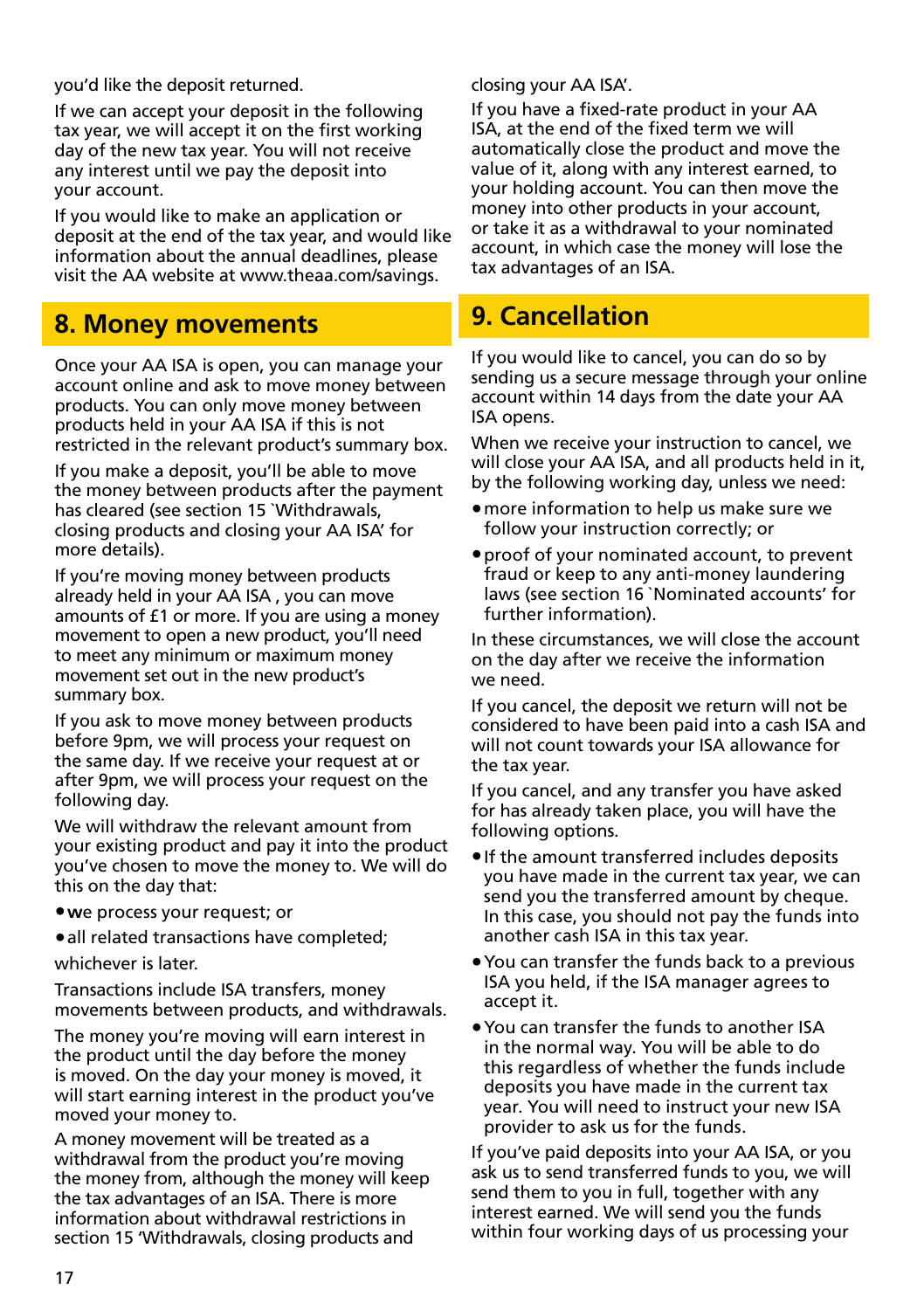you'd like the deposit returned.

If we can accept your deposit in the following tax year, we will accept it on the first working day of the new tax year. You will not receive any interest until we pay the deposit into your account.

If you would like to make an application or deposit at the end of the tax year, and would like information about the annual deadlines, please visit the AA website at www.theaa.com/savings.

## 8. Money movements

Once your AA ISA is open, you can manage your account online and ask to move money between products. You can only move money between products held in your AA ISA if this is not restricted in the relevant product's summary box.

If you make a deposit, you'll be able to move the money between products after the payment has cleared (see section 15 `Withdrawals, closing products and closing your AA ISA' for more details).

If you're moving money between products already held in your AA ISA , you can move amounts of £1 or more. If you are using a money movement to open a new product, you'll need to meet any minimum or maximum money movement set out in the new product's summary box.

If you ask to move money between products before 9pm, we will process your request on the same day. If we receive your request at or after 9pm, we will process your request on the following day.

We will withdraw the relevant amount from your existing product and pay it into the product you've chosen to move the money to. We will do this on the day that:

- we process your request; or
- all related transactions have completed;

whichever is later.

Transactions include ISA transfers, money movements between products, and withdrawals.

The money you're moving will earn interest in the product until the day before the money is moved. On the day your money is moved, it will start earning interest in the product you've moved your money to.

A money movement will be treated as a withdrawal from the product you're moving the money from, although the money will keep the tax advantages of an ISA. There is more information about withdrawal restrictions in section 15 'Withdrawals, closing products and closing your AA ISA'.

If you have a fixed-rate product in your AA ISA, at the end of the fixed term we will automatically close the product and move the value of it, along with any interest earned, to your holding account. You can then move the money into other products in your account, or take it as a withdrawal to your nominated account, in which case the money will lose the tax advantages of an ISA.

## 9. Cancellation

If you would like to cancel, you can do so by sending us a secure message through your online account within 14 days from the date your AA ISA opens.

When we receive your instruction to cancel, we will close your AA ISA, and all products held in it, by the following working day, unless we need:

- more information to help us make sure we follow your instruction correctly; or
- proof of your nominated account, to prevent fraud or keep to any anti-money laundering laws (see section 16 `Nominated accounts' for further information).

In these circumstances, we will close the account on the day after we receive the information we need.

If you cancel, the deposit we return will not be considered to have been paid into a cash ISA and will not count towards your ISA allowance for the tax year.

If you cancel, and any transfer you have asked for has already taken place, you will have the following options.

- If the amount transferred includes deposits you have made in the current tax year, we can send you the transferred amount by cheque. In this case, you should not pay the funds into another cash ISA in this tax year.
- You can transfer the funds back to a previous ISA you held, if the ISA manager agrees to accept it.
- You can transfer the funds to another ISA in the normal way. You will be able to do this regardless of whether the funds include deposits you have made in the current tax year. You will need to instruct your new ISA provider to ask us for the funds.

If you've paid deposits into your AA ISA, or you ask us to send transferred funds to you, we will send them to you in full, together with any interest earned. We will send you the funds within four working days of us processing your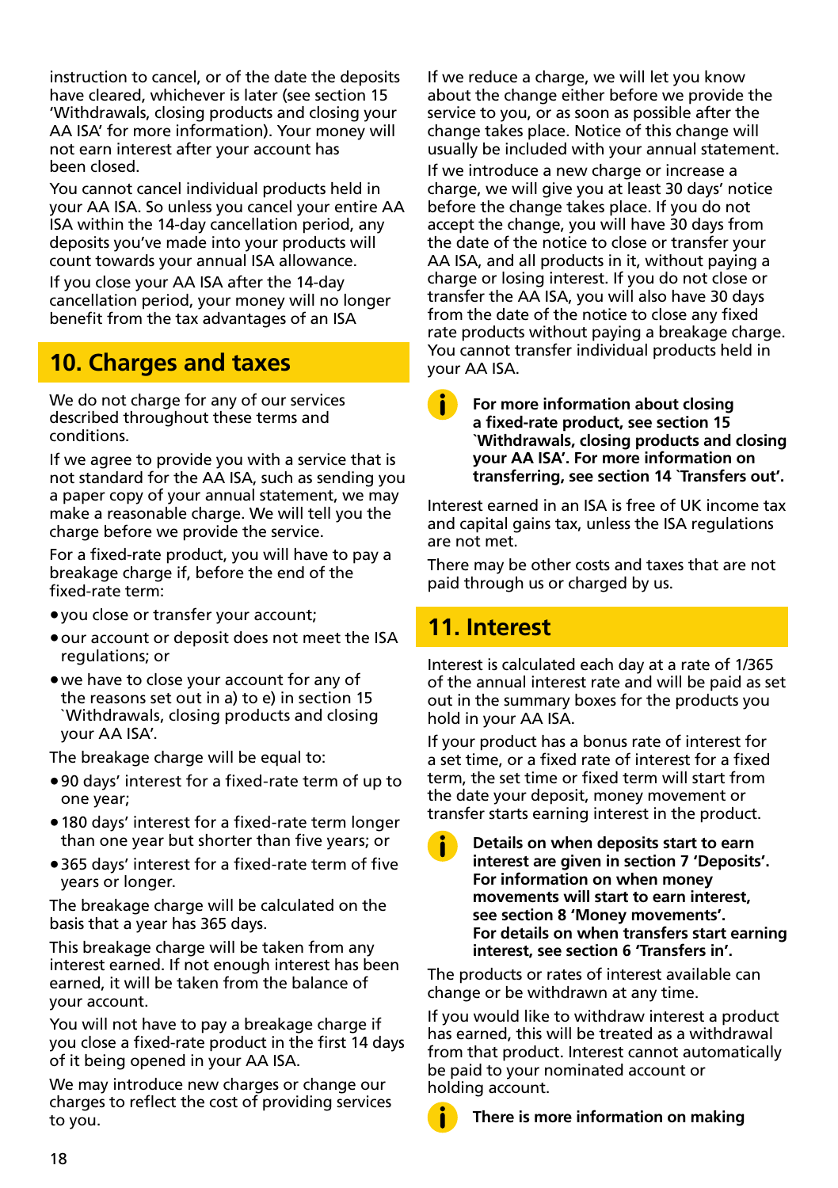instruction to cancel, or of the date the deposits have cleared, whichever is later (see section 15 'Withdrawals, closing products and closing your AA ISA' for more information). Your money will not earn interest after your account has been closed.

You cannot cancel individual products held in your AA ISA. So unless you cancel your entire AA ISA within the 14-day cancellation period, any deposits you've made into your products will count towards your annual ISA allowance.

If you close your AA ISA after the 14-day cancellation period, your money will no longer benefit from the tax advantages of an ISA

## 10. Charges and taxes

We do not charge for any of our services described throughout these terms and conditions.

If we agree to provide you with a service that is not standard for the AA ISA, such as sending you a paper copy of your annual statement, we may make a reasonable charge. We will tell you the charge before we provide the service.

For a fixed-rate product, you will have to pay a breakage charge if, before the end of the fixed-rate term:

- you close or transfer your account;
- our account or deposit does not meet the ISA regulations; or
- we have to close your account for any of the reasons set out in a) to e) in section 15 `Withdrawals, closing products and closing your AA ISA'.

The breakage charge will be equal to:

- 90 days' interest for a fixed-rate term of up to one year;
- 180 days' interest for a fixed-rate term longer than one year but shorter than five years; or
- 365 days' interest for a fixed-rate term of five years or longer.

The breakage charge will be calculated on the basis that a year has 365 days.

This breakage charge will be taken from any interest earned. If not enough interest has been earned, it will be taken from the balance of your account.

You will not have to pay a breakage charge if you close a fixed-rate product in the first 14 days of it being opened in your AA ISA.

We may introduce new charges or change our charges to reflect the cost of providing services to you.

If we reduce a charge, we will let you know about the change either before we provide the service to you, or as soon as possible after the change takes place. Notice of this change will usually be included with your annual statement.

If we introduce a new charge or increase a charge, we will give you at least 30 days' notice before the change takes place. If you do not accept the change, you will have 30 days from the date of the notice to close or transfer your AA ISA, and all products in it, without paying a charge or losing interest. If you do not close or transfer the AA ISA, you will also have 30 days from the date of the notice to close any fixed rate products without paying a breakage charge. You cannot transfer individual products held in your AA ISA.

**For more information about closing a fixed-rate product, see section 15 `Withdrawals, closing products and closing your AA ISA'. For more information on transferring, see section 14 `Transfers out'.**

Interest earned in an ISA is free of UK income tax and capital gains tax, unless the ISA regulations are not met.

There may be other costs and taxes that are not paid through us or charged by us.

## 11. Interest

Interest is calculated each day at a rate of 1/365 of the annual interest rate and will be paid as set out in the summary boxes for the products you hold in your AA ISA.

If your product has a bonus rate of interest for a set time, or a fixed rate of interest for a fixed term, the set time or fixed term will start from the date your deposit, money movement or transfer starts earning interest in the product.

**Details on when deposits start to earn interest are given in section 7 'Deposits'. For information on when money movements will start to earn interest, see section 8 'Money movements'. For details on when transfers start earning interest, see section 6 'Transfers in'.**

The products or rates of interest available can change or be withdrawn at any time.

If you would like to withdraw interest a product has earned, this will be treated as a withdrawal from that product. Interest cannot automatically be paid to your nominated account or holding account.

**There is more information on making**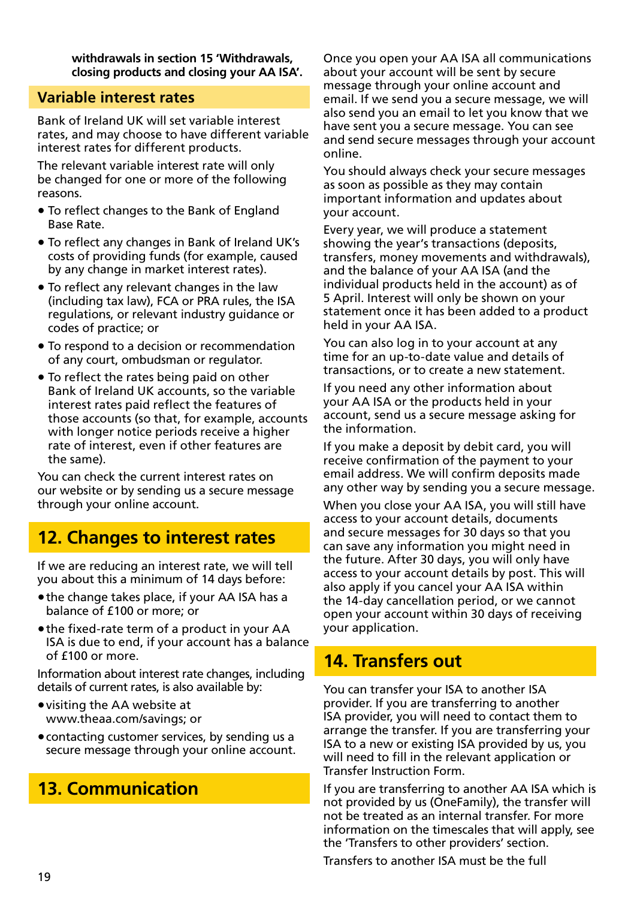**withdrawals in section 15 'Withdrawals, closing products and closing your AA ISA'.**

## Variable interest rates

Bank of Ireland UK will set variable interest rates, and may choose to have different variable interest rates for different products.

The relevant variable interest rate will only be changed for one or more of the following reasons.

- To reflect changes to the Bank of England Base Rate.
- To reflect any changes in Bank of Ireland UK's costs of providing funds (for example, caused by any change in market interest rates).
- To reflect any relevant changes in the law (including tax law), FCA or PRA rules, the ISA regulations, or relevant industry guidance or codes of practice; or
- To respond to a decision or recommendation of any court, ombudsman or regulator.
- To reflect the rates being paid on other Bank of Ireland UK accounts, so the variable interest rates paid reflect the features of those accounts (so that, for example, accounts with longer notice periods receive a higher rate of interest, even if other features are the same).

You can check the current interest rates on our website or by sending us a secure message through your online account.

# 12. Changes to interest rates

If we are reducing an interest rate, we will tell you about this a minimum of 14 days before:

- the change takes place, if your AA ISA has a balance of £100 or more; or
- the fixed-rate term of a product in your AA ISA is due to end, if your account has a balance of £100 or more.

Information about interest rate changes, including details of current rates, is also available by:

- visiting the AA website at www.theaa.com/savings; or
- contacting customer services, by sending us a secure message through your online account.

# 13. Communication

Once you open your AA ISA all communications about your account will be sent by secure message through your online account and email. If we send you a secure message, we will also send you an email to let you know that we have sent you a secure message. You can see and send secure messages through your account online.

You should always check your secure messages as soon as possible as they may contain important information and updates about your account.

Every year, we will produce a statement showing the year's transactions (deposits, transfers, money movements and withdrawals), and the balance of your AA ISA (and the individual products held in the account) as of 5 April. Interest will only be shown on your statement once it has been added to a product held in your AA ISA.

You can also log in to your account at any time for an up-to-date value and details of transactions, or to create a new statement.

If you need any other information about your AA ISA or the products held in your account, send us a secure message asking for the information.

If you make a deposit by debit card, you will receive confirmation of the payment to your email address. We will confirm deposits made any other way by sending you a secure message.

When you close your AA ISA, you will still have access to your account details, documents and secure messages for 30 days so that you can save any information you might need in the future. After 30 days, you will only have access to your account details by post. This will also apply if you cancel your AA ISA within the 14-day cancellation period, or we cannot open your account within 30 days of receiving your application.

# 14. Transfers out

You can transfer your ISA to another ISA provider. If you are transferring to another ISA provider, you will need to contact them to arrange the transfer. If you are transferring your ISA to a new or existing ISA provided by us, you will need to fill in the relevant application or Transfer Instruction Form.

If you are transferring to another AA ISA which is not provided by us (OneFamily), the transfer will not be treated as an internal transfer. For more information on the timescales that will apply, see the 'Transfers to other providers' section.

Transfers to another ISA must be the full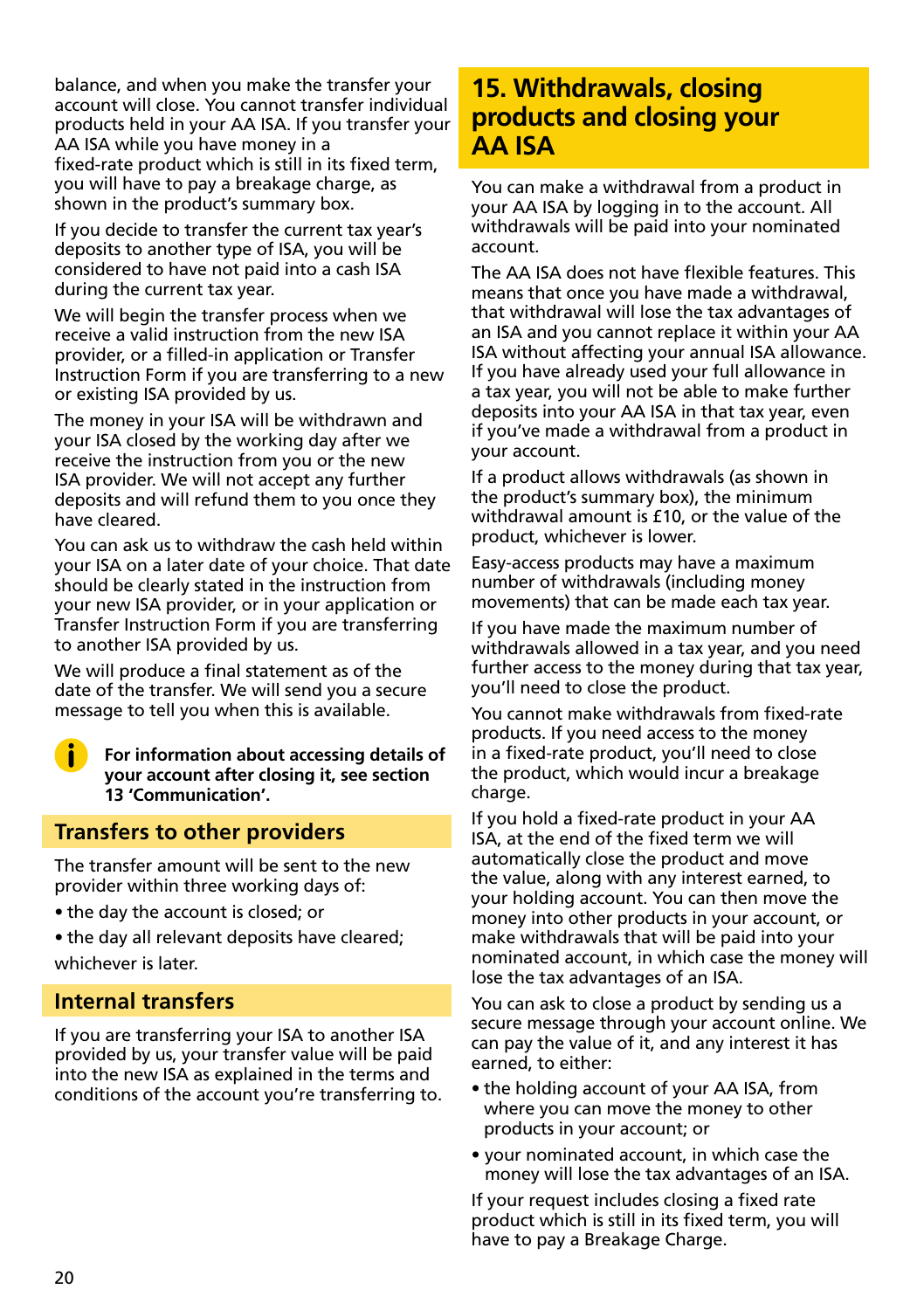balance, and when you make the transfer your account will close. You cannot transfer individual products held in your AA ISA. If you transfer your AA ISA while you have money in a fixed-rate product which is still in its fixed term, you will have to pay a breakage charge, as shown in the product's summary box.

If you decide to transfer the current tax year's deposits to another type of ISA, you will be considered to have not paid into a cash ISA during the current tax year.

We will begin the transfer process when we receive a valid instruction from the new ISA provider, or a filled-in application or Transfer Instruction Form if you are transferring to a new or existing ISA provided by us.

The money in your ISA will be withdrawn and your ISA closed by the working day after we receive the instruction from you or the new ISA provider. We will not accept any further deposits and will refund them to you once they have cleared.

You can ask us to withdraw the cash held within your ISA on a later date of your choice. That date should be clearly stated in the instruction from your new ISA provider, or in your application or Transfer Instruction Form if you are transferring to another ISA provided by us.

We will produce a final statement as of the date of the transfer. We will send you a secure message to tell you when this is available.

**For information about accessing details of your account after closing it, see section 13 'Communication'.**

### Transfers to other providers

The transfer amount will be sent to the new provider within three working days of:

- the day the account is closed; or
- the day all relevant deposits have cleared;

whichever is later.

### Internal transfers

If you are transferring your ISA to another ISA provided by us, your transfer value will be paid into the new ISA as explained in the terms and conditions of the account you're transferring to.

## 15. Withdrawals, closing products and closing your AA ISA

You can make a withdrawal from a product in your AA ISA by logging in to the account. All withdrawals will be paid into your nominated account.

The AA ISA does not have flexible features. This means that once you have made a withdrawal, that withdrawal will lose the tax advantages of an ISA and you cannot replace it within your AA ISA without affecting your annual ISA allowance. If you have already used your full allowance in a tax year, you will not be able to make further deposits into your AA ISA in that tax year, even if you've made a withdrawal from a product in your account.

If a product allows withdrawals (as shown in the product's summary box), the minimum withdrawal amount is £10, or the value of the product, whichever is lower.

Easy-access products may have a maximum number of withdrawals (including money movements) that can be made each tax year.

If you have made the maximum number of withdrawals allowed in a tax year, and you need further access to the money during that tax year, you'll need to close the product.

You cannot make withdrawals from fixed-rate products. If you need access to the money in a fixed-rate product, you'll need to close the product, which would incur a breakage charge.

If you hold a fixed-rate product in your AA ISA, at the end of the fixed term we will automatically close the product and move the value, along with any interest earned, to your holding account. You can then move the money into other products in your account, or make withdrawals that will be paid into your nominated account, in which case the money will lose the tax advantages of an ISA.

You can ask to close a product by sending us a secure message through your account online. We can pay the value of it, and any interest it has earned, to either:

- the holding account of your AA ISA, from where you can move the money to other products in your account; or
- your nominated account, in which case the money will lose the tax advantages of an ISA.

If your request includes closing a fixed rate product which is still in its fixed term, you will have to pay a Breakage Charge.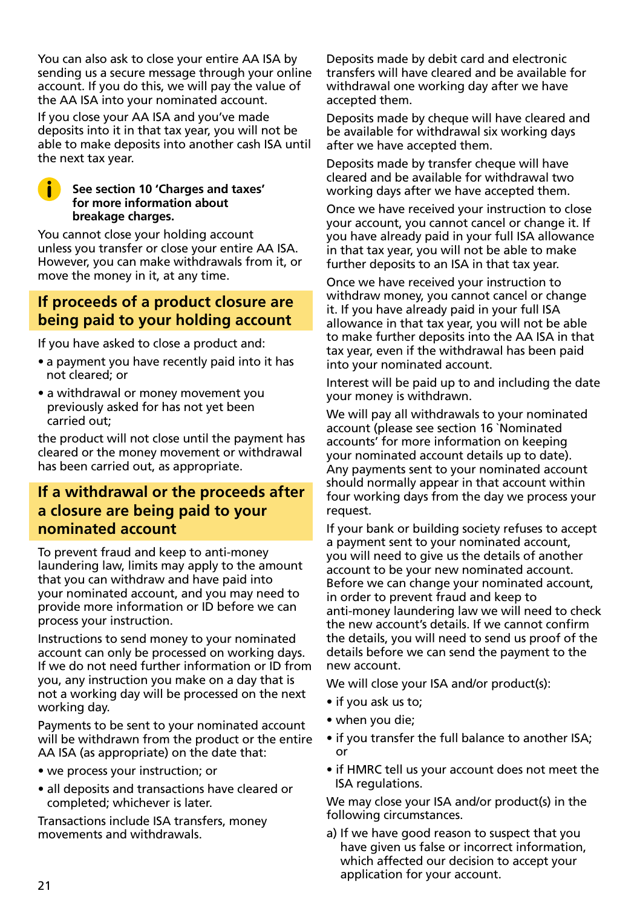You can also ask to close your entire AA ISA by sending us a secure message through your online account. If you do this, we will pay the value of the AA ISA into your nominated account.

If you close your AA ISA and you've made deposits into it in that tax year, you will not be able to make deposits into another cash ISA until the next tax year.

**See section 10 'Charges and taxes' for more information about breakage charges.**

You cannot close your holding account unless you transfer or close your entire AA ISA. However, you can make withdrawals from it, or move the money in it, at any time.

## If proceeds of a product closure are being paid to your holding account

If you have asked to close a product and:

- a payment you have recently paid into it has not cleared; or
- a withdrawal or money movement you previously asked for has not yet been carried out;

the product will not close until the payment has cleared or the money movement or withdrawal has been carried out, as appropriate.

## If a withdrawal or the proceeds after a closure are being paid to your nominated account

To prevent fraud and keep to anti-money laundering law, limits may apply to the amount that you can withdraw and have paid into your nominated account, and you may need to provide more information or ID before we can process your instruction.

Instructions to send money to your nominated account can only be processed on working days. If we do not need further information or ID from you, any instruction you make on a day that is not a working day will be processed on the next working day.

Payments to be sent to your nominated account will be withdrawn from the product or the entire AA ISA (as appropriate) on the date that:

- we process your instruction; or
- all deposits and transactions have cleared or completed; whichever is later.

Transactions include ISA transfers, money movements and withdrawals.

Deposits made by debit card and electronic transfers will have cleared and be available for withdrawal one working day after we have accepted them.

Deposits made by cheque will have cleared and be available for withdrawal six working days after we have accepted them.

Deposits made by transfer cheque will have cleared and be available for withdrawal two working days after we have accepted them.

Once we have received your instruction to close your account, you cannot cancel or change it. If you have already paid in your full ISA allowance in that tax year, you will not be able to make further deposits to an ISA in that tax year.

Once we have received your instruction to withdraw money, you cannot cancel or change it. If you have already paid in your full ISA allowance in that tax year, you will not be able to make further deposits into the AA ISA in that tax year, even if the withdrawal has been paid into your nominated account.

Interest will be paid up to and including the date your money is withdrawn.

We will pay all withdrawals to your nominated account (please see section 16 `Nominated accounts' for more information on keeping your nominated account details up to date). Any payments sent to your nominated account should normally appear in that account within four working days from the day we process your request.

If your bank or building society refuses to accept a payment sent to your nominated account, you will need to give us the details of another account to be your new nominated account. Before we can change your nominated account, in order to prevent fraud and keep to anti-money laundering law we will need to check the new account's details. If we cannot confirm the details, you will need to send us proof of the details before we can send the payment to the new account.

We will close your ISA and/or product(s):

- if you ask us to;
- when you die;
- if you transfer the full balance to another ISA; or
- if HMRC tell us your account does not meet the ISA regulations.

We may close your ISA and/or product(s) in the following circumstances.

a) If we have good reason to suspect that you have given us false or incorrect information, which affected our decision to accept your application for your account.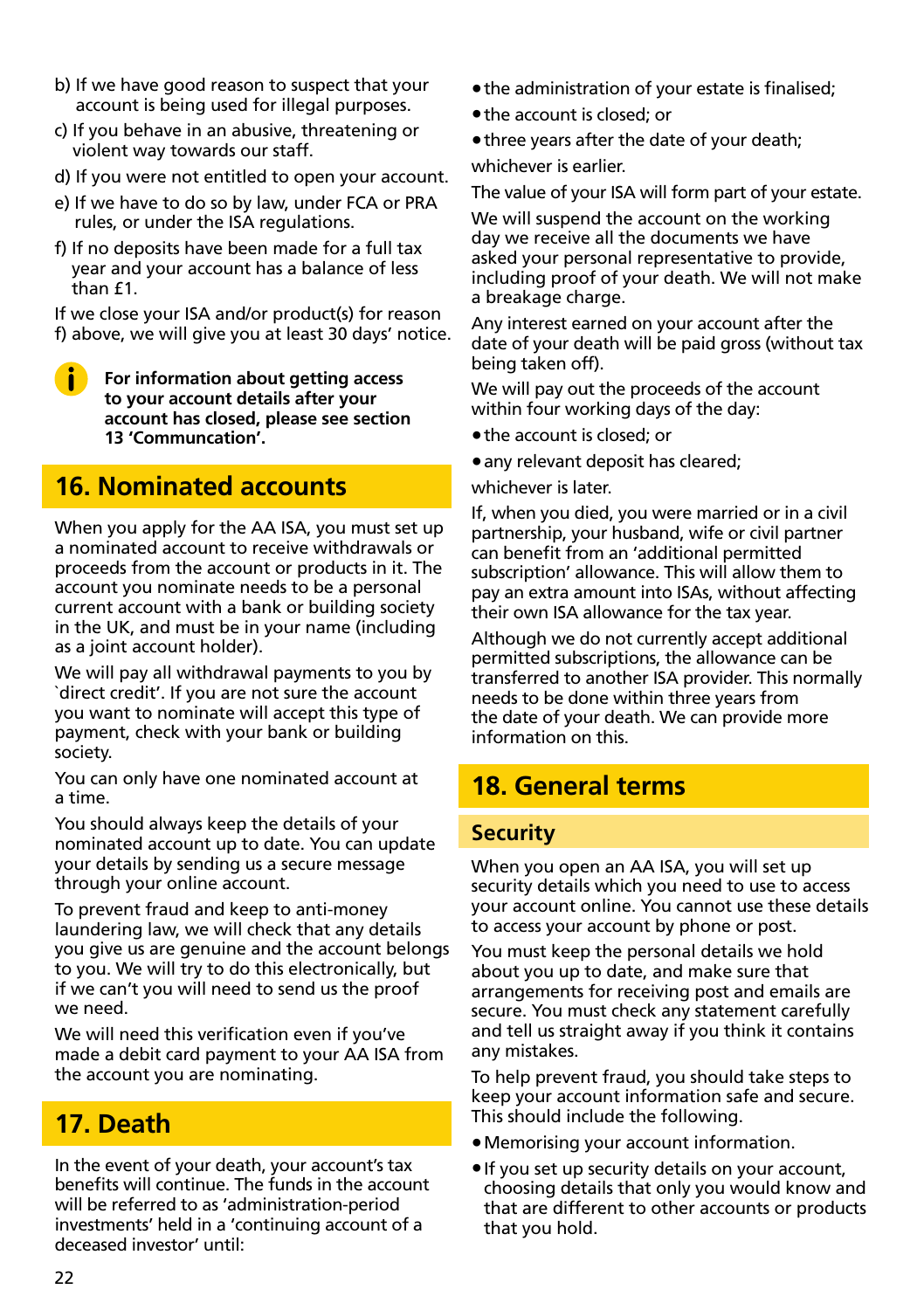b) If we have good reason to suspect that your account is being used for illegal purposes.

c) If you behave in an abusive, threatening or violent way towards our staff.

d) If you were not entitled to open your account.

e) If we have to do so by law, under FCA or PRA rules, or under the ISA regulations.

f) If no deposits have been made for a full tax year and your account has a balance of less than £1.

If we close your ISA and/or product(s) for reason f) above, we will give you at least 30 days' notice.

**For information about getting access to your account details after your account has closed, please see section 13 'Communcation'.**

## 16. Nominated accounts

When you apply for the AA ISA, you must set up a nominated account to receive withdrawals or proceeds from the account or products in it. The account you nominate needs to be a personal current account with a bank or building society in the UK, and must be in your name (including as a joint account holder).

We will pay all withdrawal payments to you by `direct credit'. If you are not sure the account you want to nominate will accept this type of payment, check with your bank or building society.

You can only have one nominated account at a time.

You should always keep the details of your nominated account up to date. You can update your details by sending us a secure message through your online account.

To prevent fraud and keep to anti-money laundering law, we will check that any details you give us are genuine and the account belongs to you. We will try to do this electronically, but if we can't you will need to send us the proof we need.

We will need this verification even if you've made a debit card payment to your AA ISA from the account you are nominating.

## 17. Death

In the event of your death, your account's tax benefits will continue. The funds in the account will be referred to as 'administration-period investments' held in a 'continuing account of a deceased investor' until:

- the administration of your estate is finalised;
- the account is closed; or
- three years after the date of your death;

whichever is earlier.

The value of your ISA will form part of your estate.

We will suspend the account on the working day we receive all the documents we have asked your personal representative to provide, including proof of your death. We will not make a breakage charge.

Any interest earned on your account after the date of your death will be paid gross (without tax being taken off).

We will pay out the proceeds of the account within four working days of the day:

- the account is closed; or
- any relevant deposit has cleared;

whichever is later.

If, when you died, you were married or in a civil partnership, your husband, wife or civil partner can benefit from an 'additional permitted subscription' allowance. This will allow them to pay an extra amount into ISAs, without affecting their own ISA allowance for the tax year.

Although we do not currently accept additional permitted subscriptions, the allowance can be transferred to another ISA provider. This normally needs to be done within three years from the date of your death. We can provide more information on this.

## 18. General terms

### Security

When you open an AA ISA, you will set up security details which you need to use to access your account online. You cannot use these details to access your account by phone or post.

You must keep the personal details we hold about you up to date, and make sure that arrangements for receiving post and emails are secure. You must check any statement carefully and tell us straight away if you think it contains any mistakes.

To help prevent fraud, you should take steps to keep your account information safe and secure. This should include the following.

- Memorising your account information.
- If you set up security details on your account, choosing details that only you would know and that are different to other accounts or products that you hold.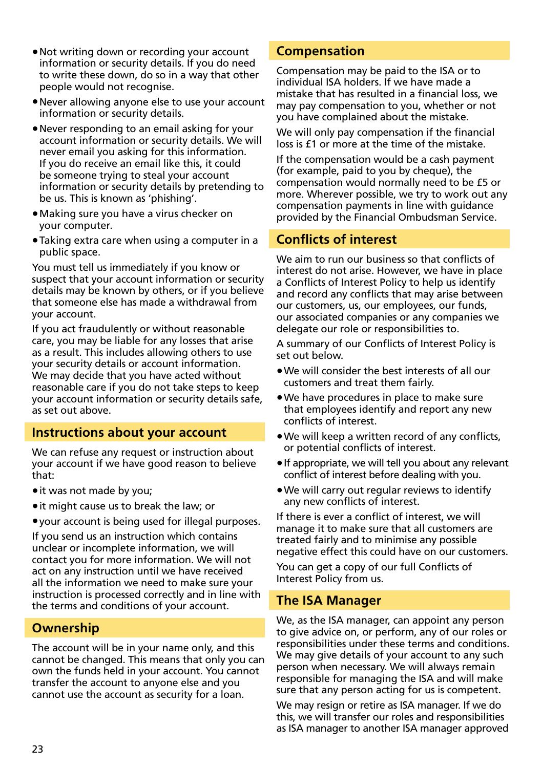- Not writing down or recording your account information or security details. If you do need to write these down, do so in a way that other people would not recognise.
- Never allowing anyone else to use your account information or security details.
- Never responding to an email asking for your account information or security details. We will never email you asking for this information. If you do receive an email like this, it could be someone trying to steal your account information or security details by pretending to be us. This is known as 'phishing'.
- Making sure you have a virus checker on your computer.
- Taking extra care when using a computer in a public space.

You must tell us immediately if you know or suspect that your account information or security details may be known by others, or if you believe that someone else has made a withdrawal from your account.

If you act fraudulently or without reasonable care, you may be liable for any losses that arise as a result. This includes allowing others to use your security details or account information. We may decide that you have acted without reasonable care if you do not take steps to keep your account information or security details safe, as set out above.

## Instructions about your account

We can refuse any request or instruction about your account if we have good reason to believe that:

- it was not made by you;
- it might cause us to break the law; or
- your account is being used for illegal purposes.

If you send us an instruction which contains unclear or incomplete information, we will contact you for more information. We will not act on any instruction until we have received all the information we need to make sure your instruction is processed correctly and in line with the terms and conditions of your account.

## Ownership

The account will be in your name only, and this cannot be changed. This means that only you can own the funds held in your account. You cannot transfer the account to anyone else and you cannot use the account as security for a loan.

## Compensation

Compensation may be paid to the ISA or to individual ISA holders. If we have made a mistake that has resulted in a financial loss, we may pay compensation to you, whether or not you have complained about the mistake.

We will only pay compensation if the financial loss is £1 or more at the time of the mistake.

If the compensation would be a cash payment (for example, paid to you by cheque), the compensation would normally need to be £5 or more. Wherever possible, we try to work out any compensation payments in line with guidance provided by the Financial Ombudsman Service.

## Conflicts of interest

We aim to run our business so that conflicts of interest do not arise. However, we have in place a Conflicts of Interest Policy to help us identify and record any conflicts that may arise between our customers, us, our employees, our funds, our associated companies or any companies we delegate our role or responsibilities to.

A summary of our Conflicts of Interest Policy is set out below.

- We will consider the best interests of all our customers and treat them fairly.
- We have procedures in place to make sure that employees identify and report any new conflicts of interest.
- We will keep a written record of any conflicts, or potential conflicts of interest.
- If appropriate, we will tell you about any relevant conflict of interest before dealing with you.
- We will carry out regular reviews to identify any new conflicts of interest.

If there is ever a conflict of interest, we will manage it to make sure that all customers are treated fairly and to minimise any possible negative effect this could have on our customers.

You can get a copy of our full Conflicts of Interest Policy from us.

## The ISA Manager

We, as the ISA manager, can appoint any person to give advice on, or perform, any of our roles or responsibilities under these terms and conditions. We may give details of your account to any such person when necessary. We will always remain responsible for managing the ISA and will make sure that any person acting for us is competent.

We may resign or retire as ISA manager. If we do this, we will transfer our roles and responsibilities as ISA manager to another ISA manager approved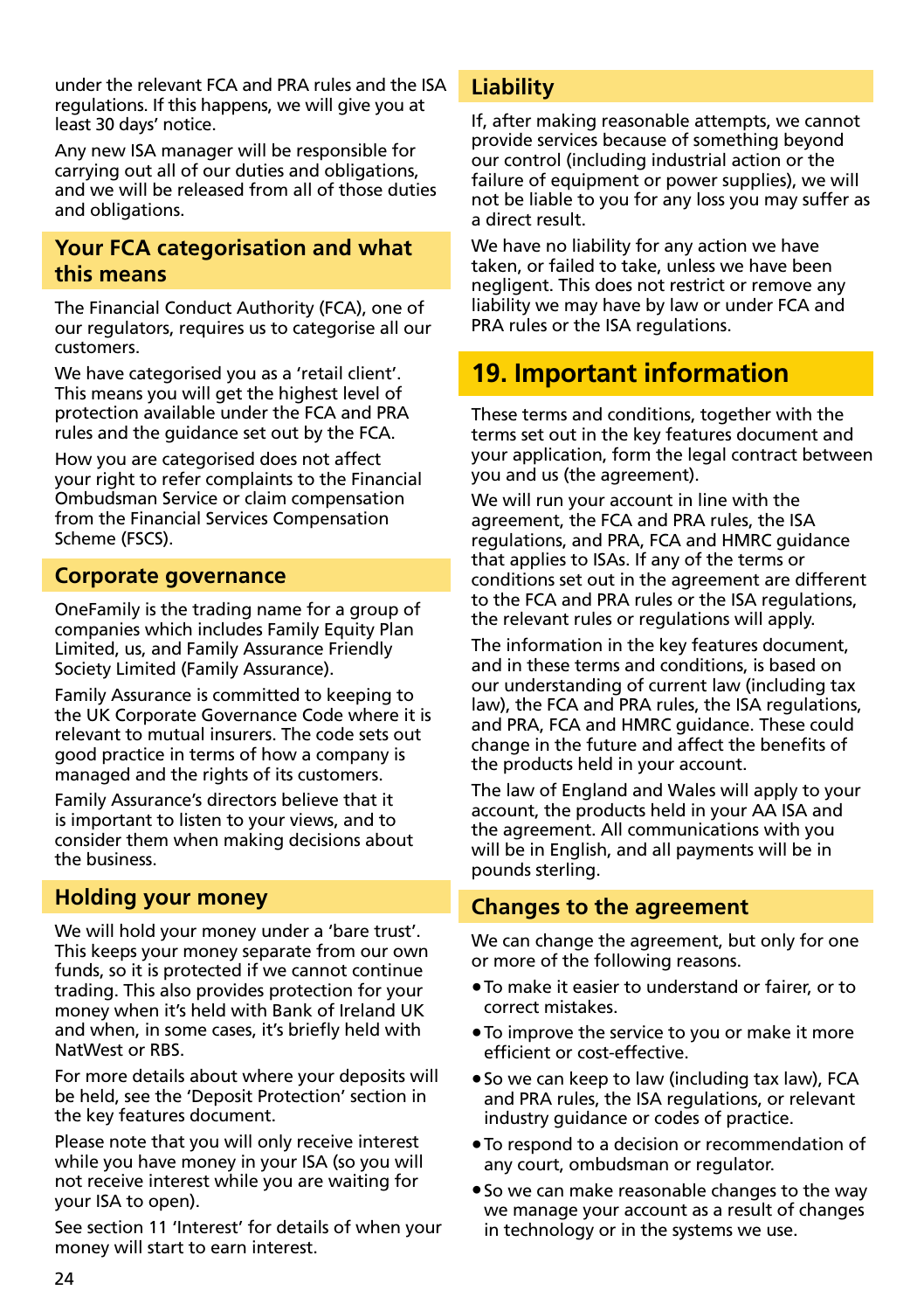under the relevant FCA and PRA rules and the ISA regulations. If this happens, we will give you at least 30 days' notice.

Any new ISA manager will be responsible for carrying out all of our duties and obligations, and we will be released from all of those duties and obligations.

### Your FCA categorisation and what this means

The Financial Conduct Authority (FCA), one of our regulators, requires us to categorise all our customers.

We have categorised you as a 'retail client'. This means you will get the highest level of protection available under the FCA and PRA rules and the guidance set out by the FCA.

How you are categorised does not affect your right to refer complaints to the Financial Ombudsman Service or claim compensation from the Financial Services Compensation Scheme (FSCS).

### Corporate governance

OneFamily is the trading name for a group of companies which includes Family Equity Plan Limited, us, and Family Assurance Friendly Society Limited (Family Assurance).

Family Assurance is committed to keeping to the UK Corporate Governance Code where it is relevant to mutual insurers. The code sets out good practice in terms of how a company is managed and the rights of its customers.

Family Assurance's directors believe that it is important to listen to your views, and to consider them when making decisions about the business.

### Holding your money

We will hold your money under a 'bare trust'. This keeps your money separate from our own funds, so it is protected if we cannot continue trading. This also provides protection for your money when it's held with Bank of Ireland UK and when, in some cases, it's briefly held with NatWest or RBS.

For more details about where your deposits will be held, see the 'Deposit Protection' section in the key features document.

Please note that you will only receive interest while you have money in your ISA (so you will not receive interest while you are waiting for your ISA to open).

See section 11 'Interest' for details of when your money will start to earn interest.

### Liability

If, after making reasonable attempts, we cannot provide services because of something beyond our control (including industrial action or the failure of equipment or power supplies), we will not be liable to you for any loss you may suffer as a direct result.

We have no liability for any action we have taken, or failed to take, unless we have been negligent. This does not restrict or remove any liability we may have by law or under FCA and PRA rules or the ISA regulations.

## 19. Important information

These terms and conditions, together with the terms set out in the key features document and your application, form the legal contract between you and us (the agreement).

We will run your account in line with the agreement, the FCA and PRA rules, the ISA regulations, and PRA, FCA and HMRC guidance that applies to ISAs. If any of the terms or conditions set out in the agreement are different to the FCA and PRA rules or the ISA regulations, the relevant rules or regulations will apply.

The information in the key features document, and in these terms and conditions, is based on our understanding of current law (including tax law), the FCA and PRA rules, the ISA regulations, and PRA, FCA and HMRC guidance. These could change in the future and affect the benefits of the products held in your account.

The law of England and Wales will apply to your account, the products held in your AA ISA and the agreement. All communications with you will be in English, and all payments will be in pounds sterling.

### Changes to the agreement

We can change the agreement, but only for one or more of the following reasons.

- To make it easier to understand or fairer, or to correct mistakes.
- To improve the service to you or make it more efficient or cost-effective.
- So we can keep to law (including tax law), FCA and PRA rules, the ISA regulations, or relevant industry guidance or codes of practice.
- To respond to a decision or recommendation of any court, ombudsman or regulator.
- So we can make reasonable changes to the way we manage your account as a result of changes in technology or in the systems we use.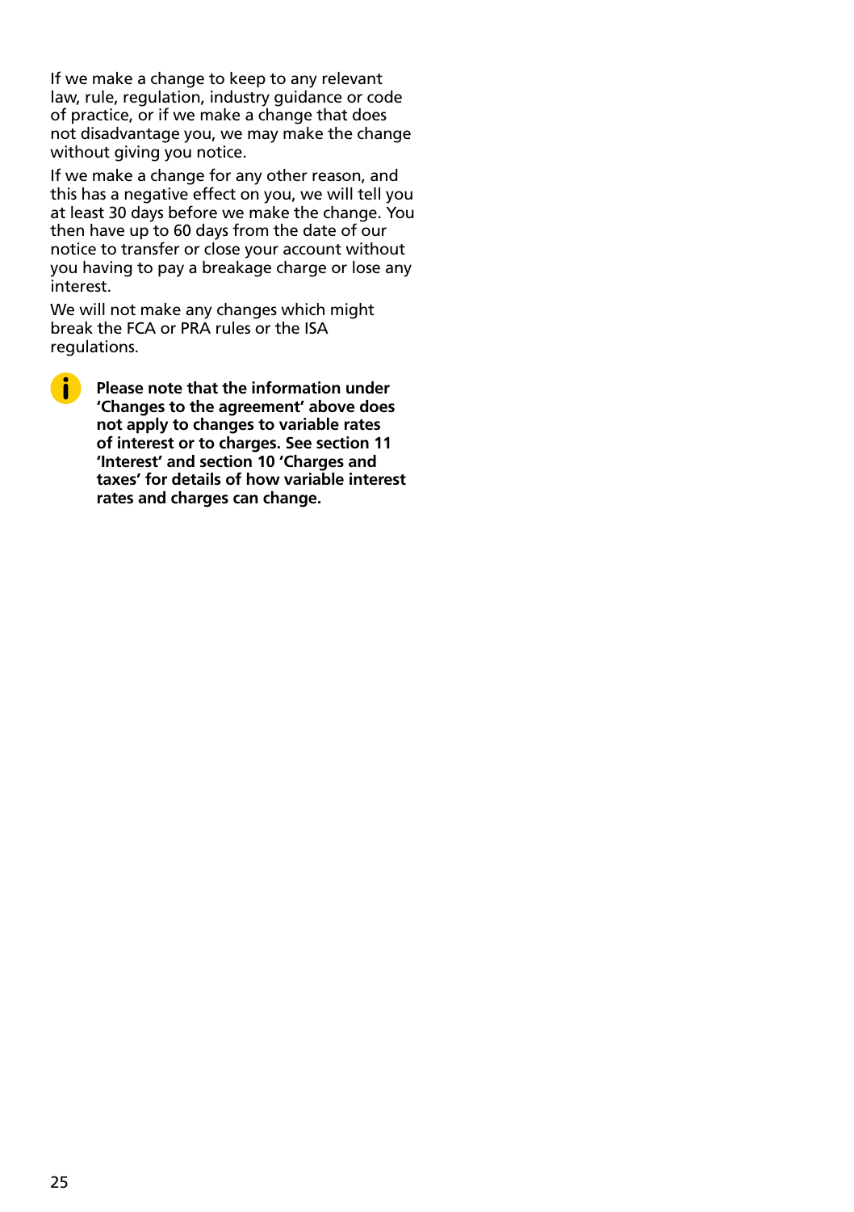If we make a change to keep to any relevant law, rule, regulation, industry guidance or code of practice, or if we make a change that does not disadvantage you, we may make the change without giving you notice.

If we make a change for any other reason, and this has a negative effect on you, we will tell you at least 30 days before we make the change. You then have up to 60 days from the date of our notice to transfer or close your account without you having to pay a breakage charge or lose any interest.

We will not make any changes which might break the FCA or PRA rules or the ISA regulations.

**Please note that the information under 'Changes to the agreement' above does not apply to changes to variable rates of interest or to charges. See section 11 'Interest' and section 10 'Charges and taxes' for details of how variable interest rates and charges can change.**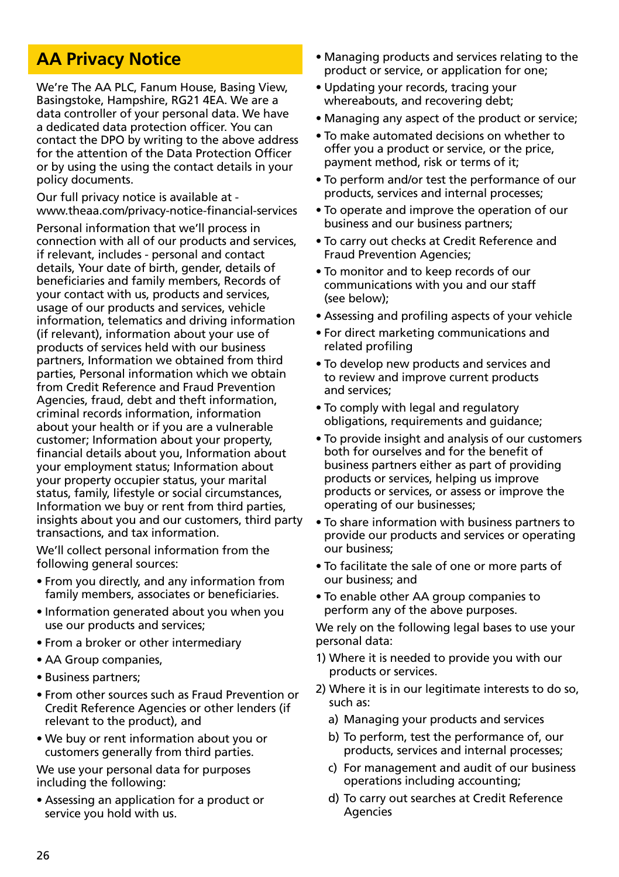# AA Privacy Notice

We're The AA PLC, Fanum House, Basing View, Basingstoke, Hampshire, RG21 4EA. We are a data controller of your personal data. We have a dedicated data protection officer. You can contact the DPO by writing to the above address for the attention of the Data Protection Officer or by using the using the contact details in your policy documents.

Our full privacy notice is available at - www.theaa.com/privacy-notice-financial-services

Personal information that we'll process in connection with all of our products and services, if relevant, includes - personal and contact details, Your date of birth, gender, details of beneficiaries and family members, Records of your contact with us, products and services, usage of our products and services, vehicle information, telematics and driving information (if relevant), information about your use of products of services held with our business partners, Information we obtained from third parties, Personal information which we obtain from Credit Reference and Fraud Prevention Agencies, fraud, debt and theft information, criminal records information, information about your health or if you are a vulnerable customer; Information about your property, financial details about you, Information about your employment status; Information about your property occupier status, your marital status, family, lifestyle or social circumstances, Information we buy or rent from third parties, insights about you and our customers, third party transactions, and tax information.

We'll collect personal information from the following general sources:

- From you directly, and any information from family members, associates or beneficiaries.
- Information generated about you when you use our products and services;
- From a broker or other intermediary
- AA Group companies,
- Business partners;
- From other sources such as Fraud Prevention or Credit Reference Agencies or other lenders (if relevant to the product), and
- We buy or rent information about you or customers generally from third parties.

We use your personal data for purposes including the following:

- Assessing an application for a product or service you hold with us.
- Managing products and services relating to the product or service, or application for one;
- Updating your records, tracing your whereabouts, and recovering debt;
- Managing any aspect of the product or service;
- To make automated decisions on whether to offer you a product or service, or the price, payment method, risk or terms of it;
- To perform and/or test the performance of our products, services and internal processes;
- To operate and improve the operation of our business and our business partners;
- To carry out checks at Credit Reference and Fraud Prevention Agencies;
- To monitor and to keep records of our communications with you and our staff (see below);
- Assessing and profiling aspects of your vehicle
- For direct marketing communications and related profiling
- To develop new products and services and to review and improve current products and services;
- To comply with legal and regulatory obligations, requirements and guidance;
- To provide insight and analysis of our customers both for ourselves and for the benefit of business partners either as part of providing products or services, helping us improve products or services, or assess or improve the operating of our businesses;
- To share information with business partners to provide our products and services or operating our business;
- To facilitate the sale of one or more parts of our business; and
- To enable other AA group companies to perform any of the above purposes.

We rely on the following legal bases to use your personal data:

1) Where it is needed to provide you with our products or services.
2) Where it is in our legitimate interests to do so, such as:
   a) Managing your products and services
   b) To perform, test the performance of, our products, services and internal processes;
   c) For management and audit of our business operations including accounting;
   d) To carry out searches at Credit Reference Agencies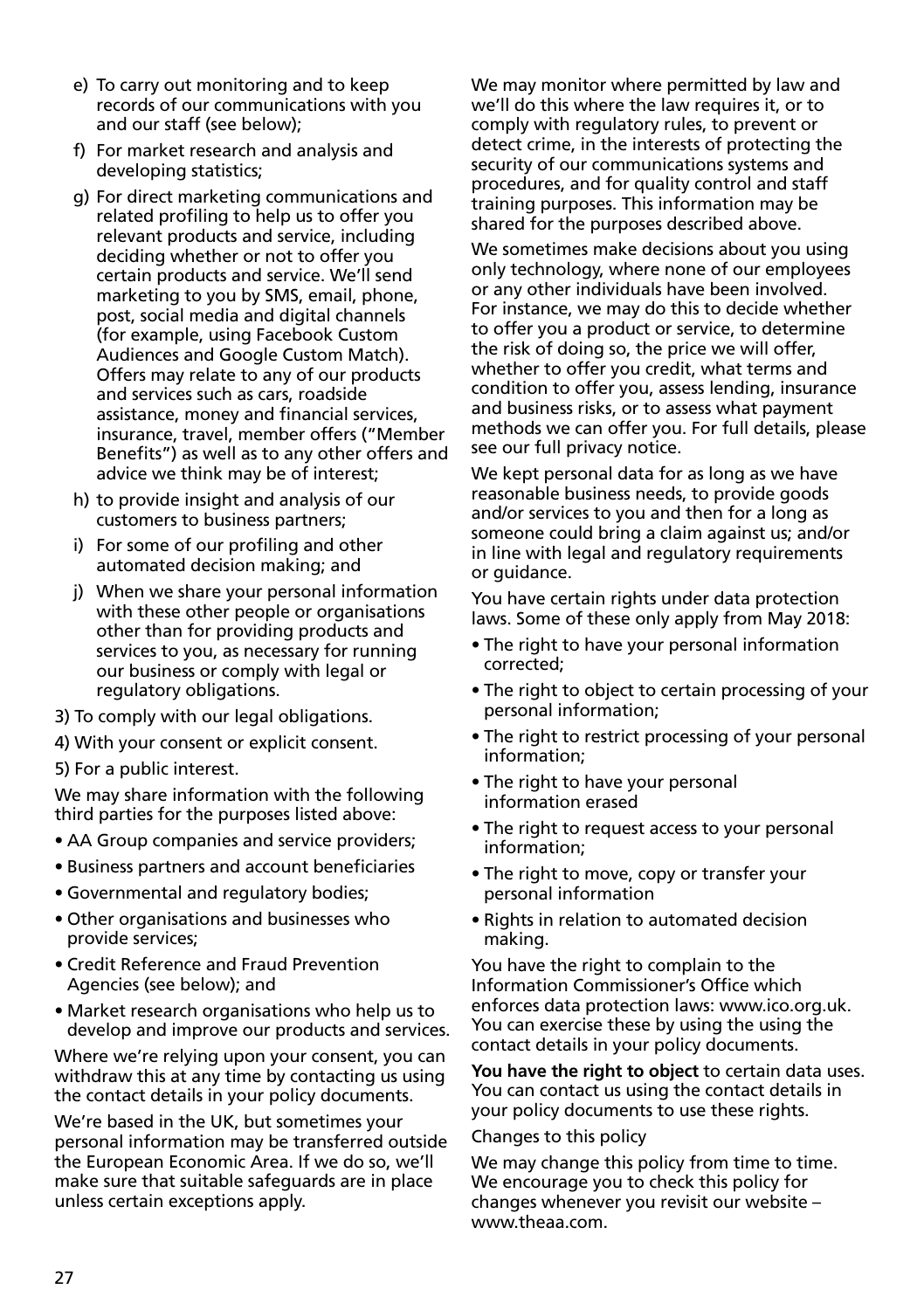e) To carry out monitoring and to keep records of our communications with you and our staff (see below);

f) For market research and analysis and developing statistics;

g) For direct marketing communications and related profiling to help us to offer you relevant products and service, including deciding whether or not to offer you certain products and service. We'll send marketing to you by SMS, email, phone, post, social media and digital channels (for example, using Facebook Custom Audiences and Google Custom Match). Offers may relate to any of our products and services such as cars, roadside assistance, money and financial services, insurance, travel, member offers ("Member Benefits") as well as to any other offers and advice we think may be of interest;

h) to provide insight and analysis of our customers to business partners;

i) For some of our profiling and other automated decision making; and

j) When we share your personal information with these other people or organisations other than for providing products and services to you, as necessary for running our business or comply with legal or regulatory obligations.

3) To comply with our legal obligations.

4) With your consent or explicit consent.

5) For a public interest.

We may share information with the following third parties for the purposes listed above:

- AA Group companies and service providers;
- Business partners and account beneficiaries
- Governmental and regulatory bodies;
- Other organisations and businesses who provide services;
- Credit Reference and Fraud Prevention Agencies (see below); and
- Market research organisations who help us to develop and improve our products and services.

Where we're relying upon your consent, you can withdraw this at any time by contacting us using the contact details in your policy documents.

We're based in the UK, but sometimes your personal information may be transferred outside the European Economic Area. If we do so, we'll make sure that suitable safeguards are in place unless certain exceptions apply.

We may monitor where permitted by law and we'll do this where the law requires it, or to comply with regulatory rules, to prevent or detect crime, in the interests of protecting the security of our communications systems and procedures, and for quality control and staff training purposes. This information may be shared for the purposes described above.

We sometimes make decisions about you using only technology, where none of our employees or any other individuals have been involved. For instance, we may do this to decide whether to offer you a product or service, to determine the risk of doing so, the price we will offer, whether to offer you credit, what terms and condition to offer you, assess lending, insurance and business risks, or to assess what payment methods we can offer you. For full details, please see our full privacy notice.

We kept personal data for as long as we have reasonable business needs, to provide goods and/or services to you and then for a long as someone could bring a claim against us; and/or in line with legal and regulatory requirements or guidance.

You have certain rights under data protection laws. Some of these only apply from May 2018:

- The right to have your personal information corrected;
- The right to object to certain processing of your personal information;
- The right to restrict processing of your personal information;
- The right to have your personal information erased
- The right to request access to your personal information;
- The right to move, copy or transfer your personal information
- Rights in relation to automated decision making.

You have the right to complain to the Information Commissioner's Office which enforces data protection laws: www.ico.org.uk. You can exercise these by using the using the contact details in your policy documents.

**You have the right to object** to certain data uses. You can contact us using the contact details in your policy documents to use these rights.

Changes to this policy

We may change this policy from time to time. We encourage you to check this policy for changes whenever you revisit our website – www.theaa.com.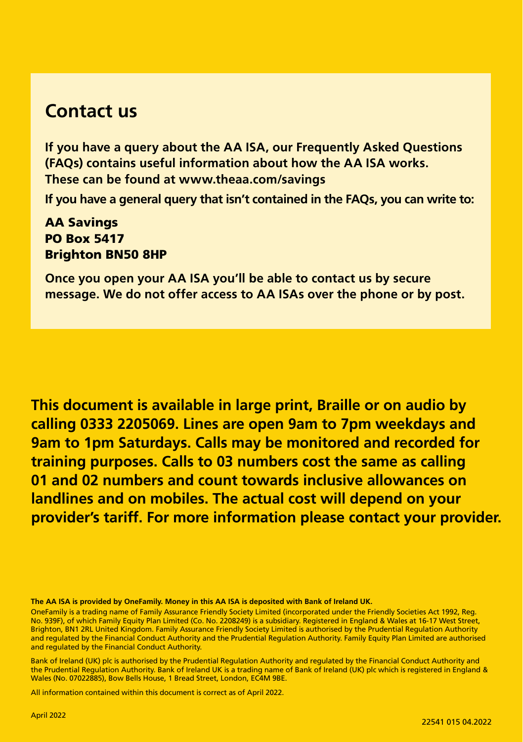## Contact us

**If you have a query about the AA ISA, our Frequently Asked Questions (FAQs) contains useful information about how the AA ISA works. These can be found at www.theaa.com/savings**

**If you have a general query that isn't contained in the FAQs, you can write to:**

**AA Savings**
**PO Box 5417**
**Brighton BN50 8HP**

**Once you open your AA ISA you'll be able to contact us by secure message. We do not offer access to AA ISAs over the phone or by post.**

**This document is available in large print, Braille or on audio by calling 0333 2205069. Lines are open 9am to 7pm weekdays and 9am to 1pm Saturdays. Calls may be monitored and recorded for training purposes. Calls to 03 numbers cost the same as calling 01 and 02 numbers and count towards inclusive allowances on landlines and on mobiles. The actual cost will depend on your provider's tariff. For more information please contact your provider.**

**The AA ISA is provided by OneFamily. Money in this AA ISA is deposited with Bank of Ireland UK.**

OneFamily is a trading name of Family Assurance Friendly Society Limited (incorporated under the Friendly Societies Act 1992, Reg. No. 939F), of which Family Equity Plan Limited (Co. No. 2208249) is a subsidiary. Registered in England & Wales at 16-17 West Street, Brighton, BN1 2RL United Kingdom. Family Assurance Friendly Society Limited is authorised by the Prudential Regulation Authority and regulated by the Financial Conduct Authority and the Prudential Regulation Authority. Family Equity Plan Limited are authorised and regulated by the Financial Conduct Authority.

Bank of Ireland (UK) plc is authorised by the Prudential Regulation Authority and regulated by the Financial Conduct Authority and the Prudential Regulation Authority. Bank of Ireland UK is a trading name of Bank of Ireland (UK) plc which is registered in England & Wales (No. 07022885), Bow Bells House, 1 Bread Street, London, EC4M 9BE.

All information contained within this document is correct as of April 2022.

April 2022

22541 015 04.2022